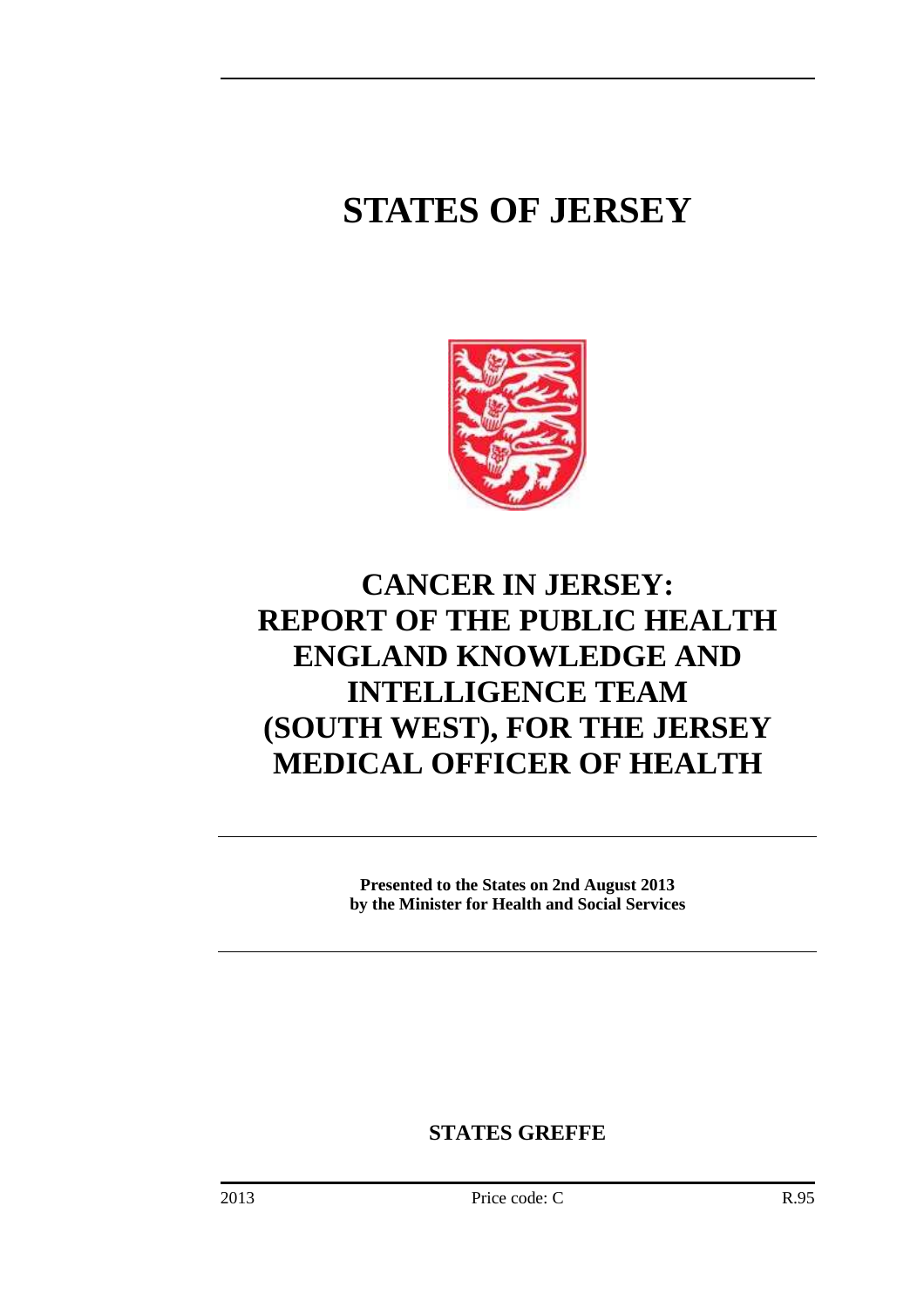# STATES OF JERSEY

# CANCER IN JERSEY: REPORT OF THE PUBLIC HEALTH ENGLAND KNOWLEDGE AND INTELLIGENCE TEAM (SOUTH WEST), FOR THE JERSEY MEDICAL OFFICER OF HEALTH

**Presented to the States on 2nd August 2013**
**by the Minister for Health and Social Services**

**STATES GREFFE**

2013 Price code: C R.95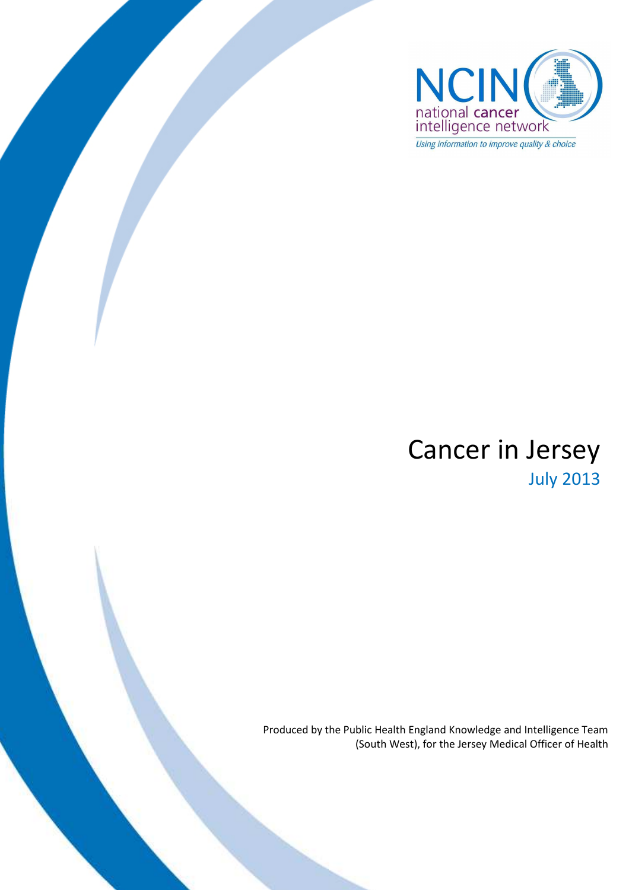NCIN

national cancer intelligence network

*Using information to improve quality & choice*

# Cancer in Jersey

July 2013

Produced by the Public Health England Knowledge and Intelligence Team (South West), for the Jersey Medical Officer of Health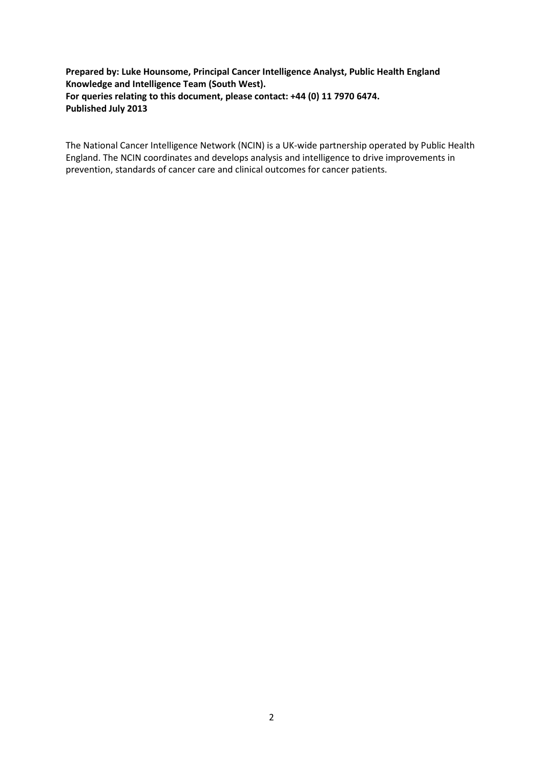**Prepared by: Luke Hounsome, Principal Cancer Intelligence Analyst, Public Health England Knowledge and Intelligence Team (South West).**
**For queries relating to this document, please contact: +44 (0) 11 7970 6474.**
**Published July 2013**

The National Cancer Intelligence Network (NCIN) is a UK-wide partnership operated by Public Health England. The NCIN coordinates and develops analysis and intelligence to drive improvements in prevention, standards of cancer care and clinical outcomes for cancer patients.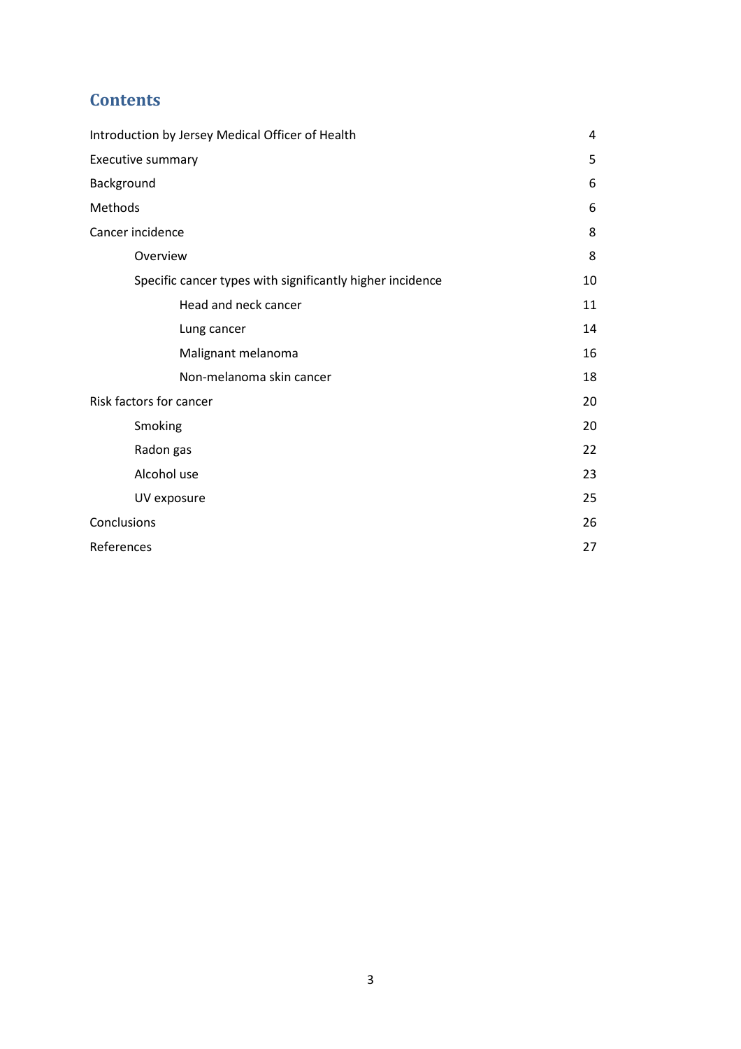## Contents

| | |
|---|---|
| Introduction by Jersey Medical Officer of Health | 4 |
| Executive summary | 5 |
| Background | 6 |
| Methods | 6 |
| Cancer incidence | 8 |
| Overview | 8 |
| Specific cancer types with significantly higher incidence | 10 |
| Head and neck cancer | 11 |
| Lung cancer | 14 |
| Malignant melanoma | 16 |
| Non-melanoma skin cancer | 18 |
| Risk factors for cancer | 20 |
| Smoking | 20 |
| Radon gas | 22 |
| Alcohol use | 23 |
| UV exposure | 25 |
| Conclusions | 26 |
| References | 27 |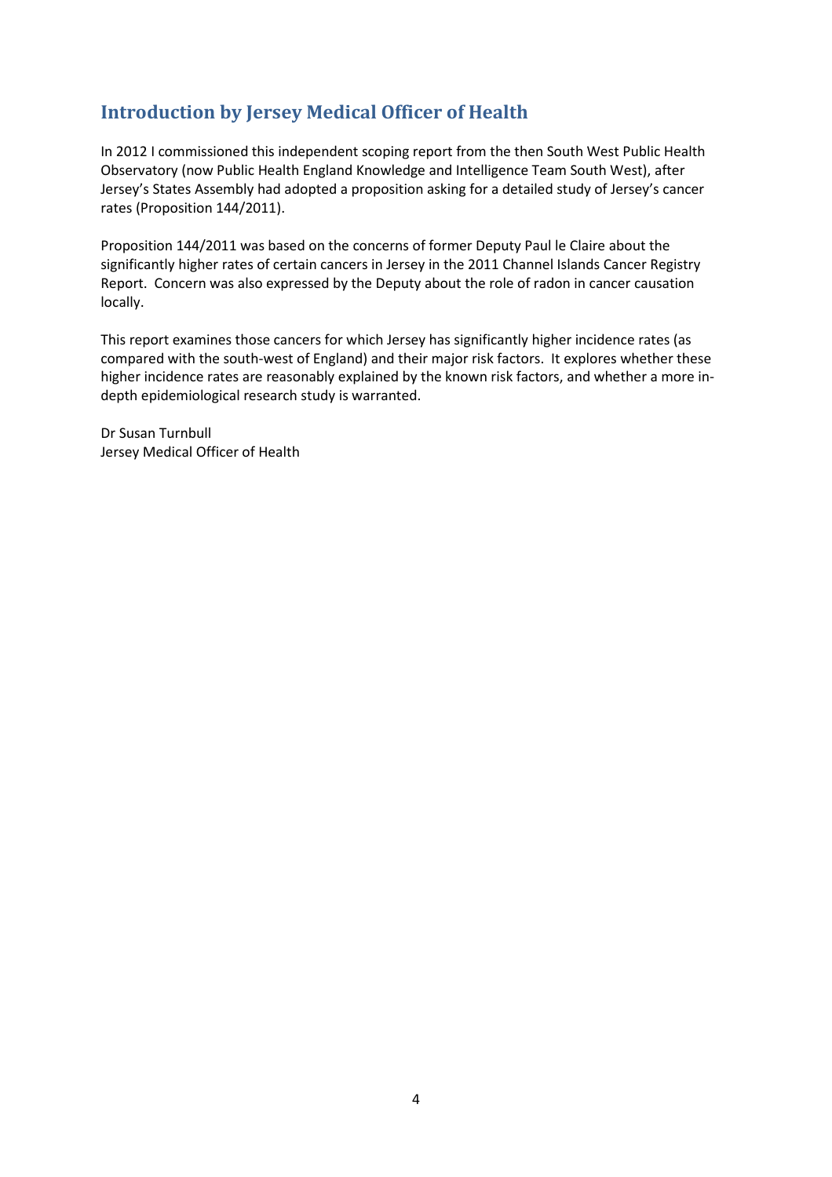## Introduction by Jersey Medical Officer of Health

In 2012 I commissioned this independent scoping report from the then South West Public Health Observatory (now Public Health England Knowledge and Intelligence Team South West), after Jersey's States Assembly had adopted a proposition asking for a detailed study of Jersey's cancer rates (Proposition 144/2011).

Proposition 144/2011 was based on the concerns of former Deputy Paul le Claire about the significantly higher rates of certain cancers in Jersey in the 2011 Channel Islands Cancer Registry Report. Concern was also expressed by the Deputy about the role of radon in cancer causation locally.

This report examines those cancers for which Jersey has significantly higher incidence rates (as compared with the south-west of England) and their major risk factors. It explores whether these higher incidence rates are reasonably explained by the known risk factors, and whether a more in-depth epidemiological research study is warranted.

Dr Susan Turnbull
Jersey Medical Officer of Health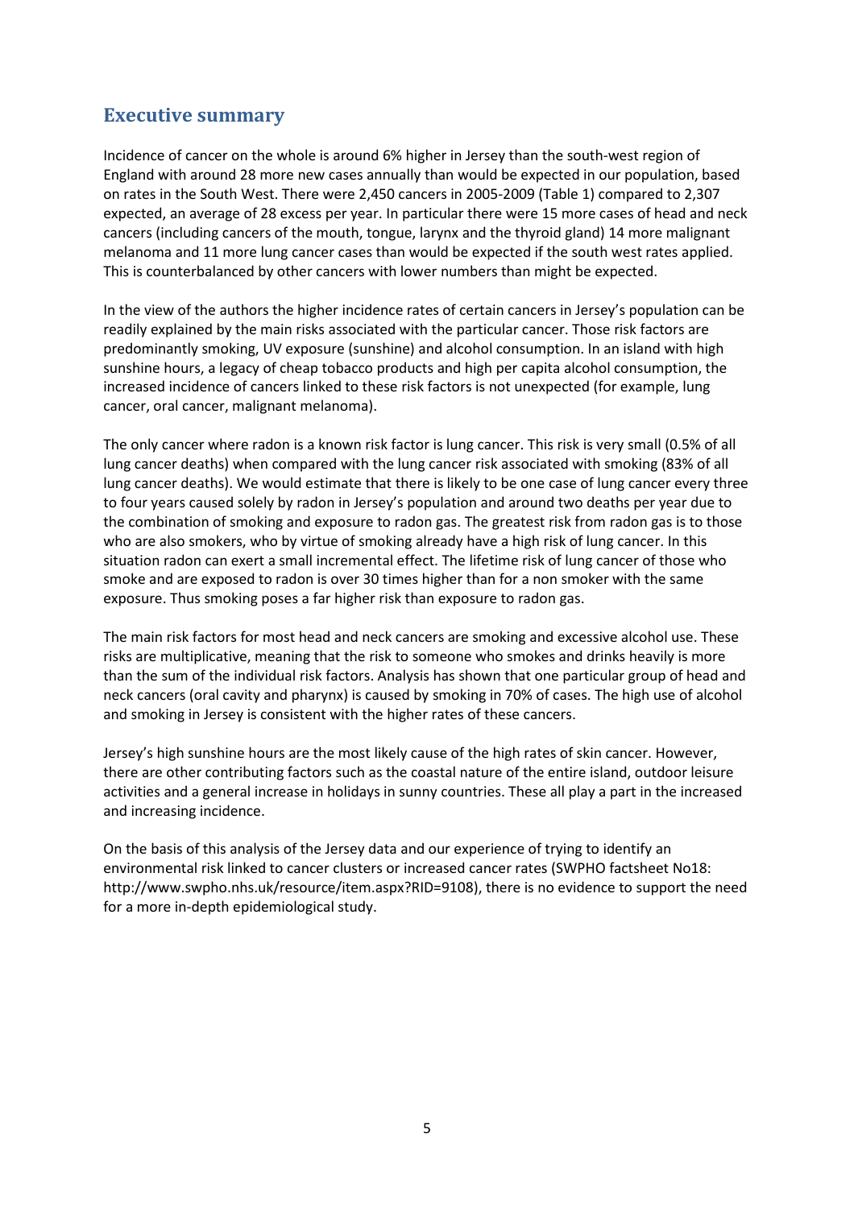## Executive summary

Incidence of cancer on the whole is around 6% higher in Jersey than the south-west region of England with around 28 more new cases annually than would be expected in our population, based on rates in the South West. There were 2,450 cancers in 2005-2009 (Table 1) compared to 2,307 expected, an average of 28 excess per year. In particular there were 15 more cases of head and neck cancers (including cancers of the mouth, tongue, larynx and the thyroid gland) 14 more malignant melanoma and 11 more lung cancer cases than would be expected if the south west rates applied. This is counterbalanced by other cancers with lower numbers than might be expected.

In the view of the authors the higher incidence rates of certain cancers in Jersey's population can be readily explained by the main risks associated with the particular cancer. Those risk factors are predominantly smoking, UV exposure (sunshine) and alcohol consumption. In an island with high sunshine hours, a legacy of cheap tobacco products and high per capita alcohol consumption, the increased incidence of cancers linked to these risk factors is not unexpected (for example, lung cancer, oral cancer, malignant melanoma).

The only cancer where radon is a known risk factor is lung cancer. This risk is very small (0.5% of all lung cancer deaths) when compared with the lung cancer risk associated with smoking (83% of all lung cancer deaths). We would estimate that there is likely to be one case of lung cancer every three to four years caused solely by radon in Jersey's population and around two deaths per year due to the combination of smoking and exposure to radon gas. The greatest risk from radon gas is to those who are also smokers, who by virtue of smoking already have a high risk of lung cancer. In this situation radon can exert a small incremental effect. The lifetime risk of lung cancer of those who smoke and are exposed to radon is over 30 times higher than for a non smoker with the same exposure. Thus smoking poses a far higher risk than exposure to radon gas.

The main risk factors for most head and neck cancers are smoking and excessive alcohol use. These risks are multiplicative, meaning that the risk to someone who smokes and drinks heavily is more than the sum of the individual risk factors. Analysis has shown that one particular group of head and neck cancers (oral cavity and pharynx) is caused by smoking in 70% of cases. The high use of alcohol and smoking in Jersey is consistent with the higher rates of these cancers.

Jersey's high sunshine hours are the most likely cause of the high rates of skin cancer. However, there are other contributing factors such as the coastal nature of the entire island, outdoor leisure activities and a general increase in holidays in sunny countries. These all play a part in the increased and increasing incidence.

On the basis of this analysis of the Jersey data and our experience of trying to identify an environmental risk linked to cancer clusters or increased cancer rates (SWPHO factsheet No18: http://www.swpho.nhs.uk/resource/item.aspx?RID=9108), there is no evidence to support the need for a more in-depth epidemiological study.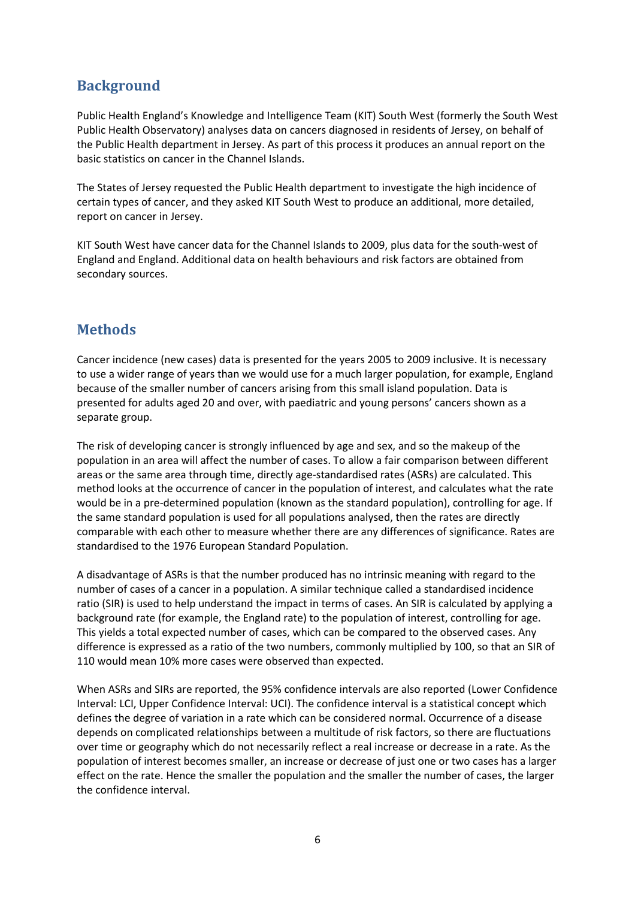## Background

Public Health England's Knowledge and Intelligence Team (KIT) South West (formerly the South West Public Health Observatory) analyses data on cancers diagnosed in residents of Jersey, on behalf of the Public Health department in Jersey. As part of this process it produces an annual report on the basic statistics on cancer in the Channel Islands.

The States of Jersey requested the Public Health department to investigate the high incidence of certain types of cancer, and they asked KIT South West to produce an additional, more detailed, report on cancer in Jersey.

KIT South West have cancer data for the Channel Islands to 2009, plus data for the south-west of England and England. Additional data on health behaviours and risk factors are obtained from secondary sources.

## Methods

Cancer incidence (new cases) data is presented for the years 2005 to 2009 inclusive. It is necessary to use a wider range of years than we would use for a much larger population, for example, England because of the smaller number of cancers arising from this small island population. Data is presented for adults aged 20 and over, with paediatric and young persons' cancers shown as a separate group.

The risk of developing cancer is strongly influenced by age and sex, and so the makeup of the population in an area will affect the number of cases. To allow a fair comparison between different areas or the same area through time, directly age-standardised rates (ASRs) are calculated. This method looks at the occurrence of cancer in the population of interest, and calculates what the rate would be in a pre-determined population (known as the standard population), controlling for age. If the same standard population is used for all populations analysed, then the rates are directly comparable with each other to measure whether there are any differences of significance. Rates are standardised to the 1976 European Standard Population.

A disadvantage of ASRs is that the number produced has no intrinsic meaning with regard to the number of cases of a cancer in a population. A similar technique called a standardised incidence ratio (SIR) is used to help understand the impact in terms of cases. An SIR is calculated by applying a background rate (for example, the England rate) to the population of interest, controlling for age. This yields a total expected number of cases, which can be compared to the observed cases. Any difference is expressed as a ratio of the two numbers, commonly multiplied by 100, so that an SIR of 110 would mean 10% more cases were observed than expected.

When ASRs and SIRs are reported, the 95% confidence intervals are also reported (Lower Confidence Interval: LCI, Upper Confidence Interval: UCI). The confidence interval is a statistical concept which defines the degree of variation in a rate which can be considered normal. Occurrence of a disease depends on complicated relationships between a multitude of risk factors, so there are fluctuations over time or geography which do not necessarily reflect a real increase or decrease in a rate. As the population of interest becomes smaller, an increase or decrease of just one or two cases has a larger effect on the rate. Hence the smaller the population and the smaller the number of cases, the larger the confidence interval.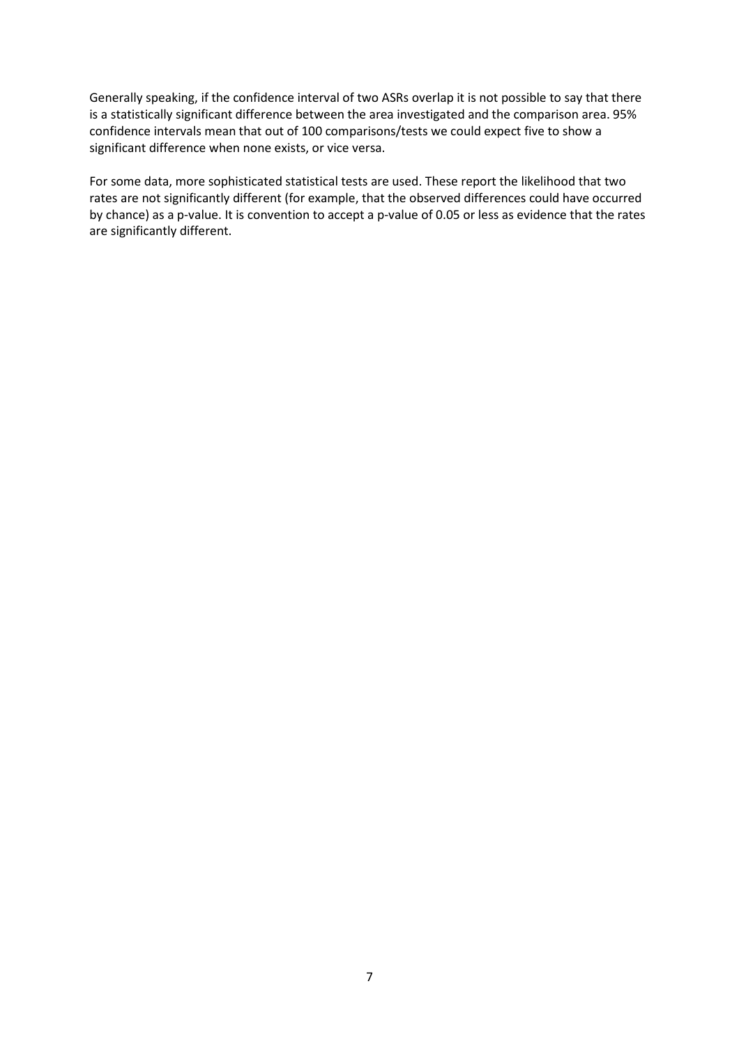Generally speaking, if the confidence interval of two ASRs overlap it is not possible to say that there is a statistically significant difference between the area investigated and the comparison area. 95% confidence intervals mean that out of 100 comparisons/tests we could expect five to show a significant difference when none exists, or vice versa.

For some data, more sophisticated statistical tests are used. These report the likelihood that two rates are not significantly different (for example, that the observed differences could have occurred by chance) as a p-value. It is convention to accept a p-value of 0.05 or less as evidence that the rates are significantly different.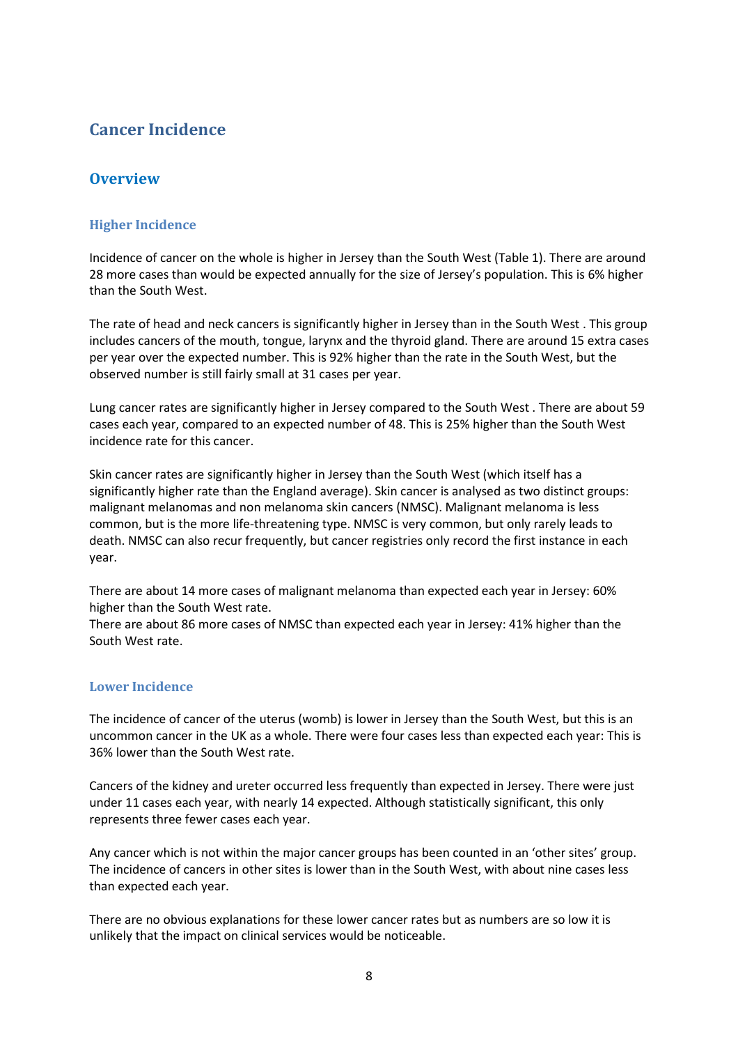# Cancer Incidence

## Overview

### Higher Incidence

Incidence of cancer on the whole is higher in Jersey than the South West (Table 1). There are around 28 more cases than would be expected annually for the size of Jersey's population. This is 6% higher than the South West.

The rate of head and neck cancers is significantly higher in Jersey than in the South West . This group includes cancers of the mouth, tongue, larynx and the thyroid gland. There are around 15 extra cases per year over the expected number. This is 92% higher than the rate in the South West, but the observed number is still fairly small at 31 cases per year.

Lung cancer rates are significantly higher in Jersey compared to the South West . There are about 59 cases each year, compared to an expected number of 48. This is 25% higher than the South West incidence rate for this cancer.

Skin cancer rates are significantly higher in Jersey than the South West (which itself has a significantly higher rate than the England average). Skin cancer is analysed as two distinct groups: malignant melanomas and non melanoma skin cancers (NMSC). Malignant melanoma is less common, but is the more life-threatening type. NMSC is very common, but only rarely leads to death. NMSC can also recur frequently, but cancer registries only record the first instance in each year.

There are about 14 more cases of malignant melanoma than expected each year in Jersey: 60% higher than the South West rate.
There are about 86 more cases of NMSC than expected each year in Jersey: 41% higher than the South West rate.

### Lower Incidence

The incidence of cancer of the uterus (womb) is lower in Jersey than the South West, but this is an uncommon cancer in the UK as a whole. There were four cases less than expected each year: This is 36% lower than the South West rate.

Cancers of the kidney and ureter occurred less frequently than expected in Jersey. There were just under 11 cases each year, with nearly 14 expected. Although statistically significant, this only represents three fewer cases each year.

Any cancer which is not within the major cancer groups has been counted in an 'other sites' group. The incidence of cancers in other sites is lower than in the South West, with about nine cases less than expected each year.

There are no obvious explanations for these lower cancer rates but as numbers are so low it is unlikely that the impact on clinical services would be noticeable.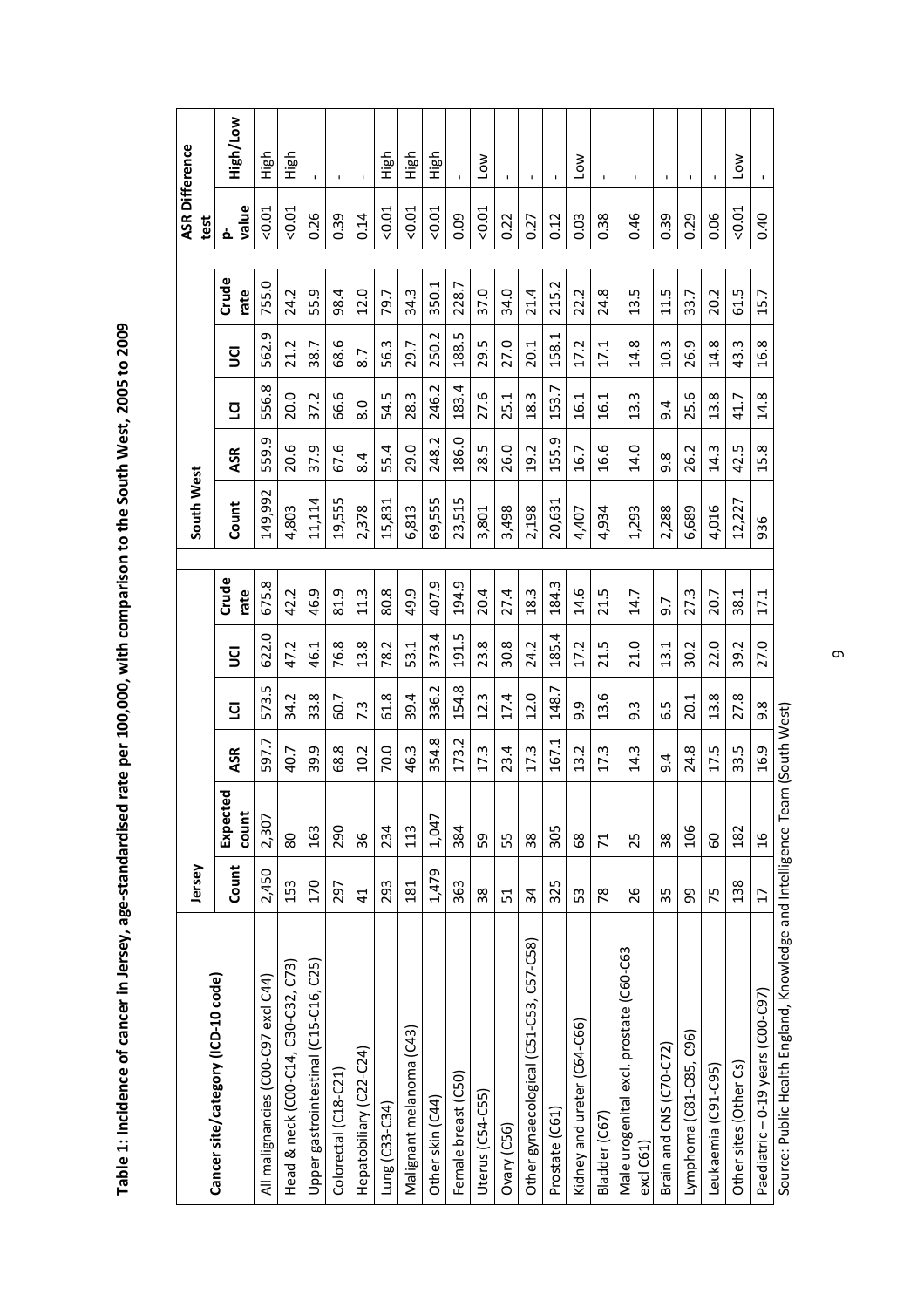**Table 1: Incidence of cancer in Jersey, age-standardised rate per 100,000, with comparison to the South West, 2005 to 2009**

| Cancer site/category (ICD-10 code) | Jersey | | | | | | South West | | | | | ASR Difference test | |
|---|---|---|---|---|---|---|---|---|---|---|---|---|---|
| | Count | Expected count | ASR | LCI | UCI | Crude rate | Count | ASR | LCI | UCI | Crude rate | p-value | High/Low |
| All malignancies (C00-C97 excl C44) | 2,450 | 2,307 | 597.7 | 573.5 | 622.0 | 675.8 | 149,992 | 559.9 | 556.8 | 562.9 | 755.0 | <0.01 | High |
| Head & neck (C00-C14, C30-C32, C73) | 153 | 80 | 40.7 | 34.2 | 47.2 | 42.2 | 4,803 | 20.6 | 20.0 | 21.2 | 24.2 | <0.01 | High |
| Upper gastrointestinal (C15-C16, C25) | 170 | 163 | 39.9 | 33.8 | 46.1 | 46.9 | 11,114 | 37.9 | 37.2 | 38.7 | 55.9 | 0.26 | - |
| Colorectal (C18-C21) | 297 | 290 | 68.8 | 60.7 | 76.8 | 81.9 | 19,555 | 67.6 | 66.6 | 68.6 | 98.4 | 0.39 | - |
| Hepatobiliary (C22-C24) | 41 | 36 | 10.2 | 7.3 | 13.8 | 11.3 | 2,378 | 8.4 | 8.0 | 8.7 | 12.0 | 0.14 | - |
| Lung (C33-C34) | 293 | 234 | 70.0 | 61.8 | 78.2 | 80.8 | 15,831 | 55.4 | 54.5 | 56.3 | 79.7 | <0.01 | High |
| Malignant melanoma (C43) | 181 | 113 | 46.3 | 39.4 | 53.1 | 49.9 | 6,813 | 29.0 | 28.3 | 29.7 | 34.3 | <0.01 | High |
| Other skin (C44) | 1,479 | 1,047 | 354.8 | 336.2 | 373.4 | 407.9 | 69,555 | 248.2 | 246.2 | 250.2 | 350.1 | <0.01 | High |
| Female breast (C50) | 363 | 384 | 173.2 | 154.8 | 191.5 | 194.9 | 23,515 | 186.0 | 183.4 | 188.5 | 228.7 | 0.09 | - |
| Uterus (C54-C55) | 38 | 59 | 17.3 | 12.3 | 23.8 | 20.4 | 3,801 | 28.5 | 27.6 | 29.5 | 37.0 | <0.01 | Low |
| Ovary (C56) | 51 | 55 | 23.4 | 17.4 | 30.8 | 27.4 | 3,498 | 26.0 | 25.1 | 27.0 | 34.0 | 0.22 | - |
| Other gynaecological (C51-C53, C57-C58) | 34 | 38 | 17.3 | 12.0 | 24.2 | 18.3 | 2,198 | 19.2 | 18.3 | 20.1 | 21.4 | 0.27 | - |
| Prostate (C61) | 325 | 305 | 167.1 | 148.7 | 185.4 | 184.3 | 20,631 | 155.9 | 153.7 | 158.1 | 215.2 | 0.12 | - |
| Kidney and ureter (C64-C66) | 53 | 68 | 13.2 | 9.9 | 17.2 | 14.6 | 4,407 | 16.7 | 16.1 | 17.2 | 22.2 | 0.03 | Low |
| Bladder (C67) | 78 | 71 | 17.3 | 13.6 | 21.5 | 21.5 | 4,934 | 16.6 | 16.1 | 17.1 | 24.8 | 0.38 | - |
| Male urogenital excl. prostate (C60-C63 excl C61) | 26 | 25 | 14.3 | 9.3 | 21.0 | 14.7 | 1,293 | 14.0 | 13.3 | 14.8 | 13.5 | 0.46 | - |
| Brain and CNS (C70-C72) | 35 | 38 | 9.4 | 6.5 | 13.1 | 9.7 | 2,288 | 9.8 | 9.4 | 10.3 | 11.5 | 0.39 | - |
| Lymphoma (C81-C85, C96) | 99 | 106 | 24.8 | 20.1 | 30.2 | 27.3 | 6,689 | 26.2 | 25.6 | 26.9 | 33.7 | 0.29 | - |
| Leukaemia (C91-C95) | 75 | 60 | 17.5 | 13.8 | 22.0 | 20.7 | 4,016 | 14.3 | 13.8 | 14.8 | 20.2 | 0.06 | - |
| Other sites (Other Cs) | 138 | 182 | 33.5 | 27.8 | 39.2 | 38.1 | 12,227 | 42.5 | 41.7 | 43.3 | 61.5 | <0.01 | Low |
| Paediatric – 0-19 years (C00-C97) | 17 | 16 | 16.9 | 9.8 | 27.0 | 17.1 | 936 | 15.8 | 14.8 | 16.8 | 15.7 | 0.40 | - |

Source: Public Health England, Knowledge and Intelligence Team (South West)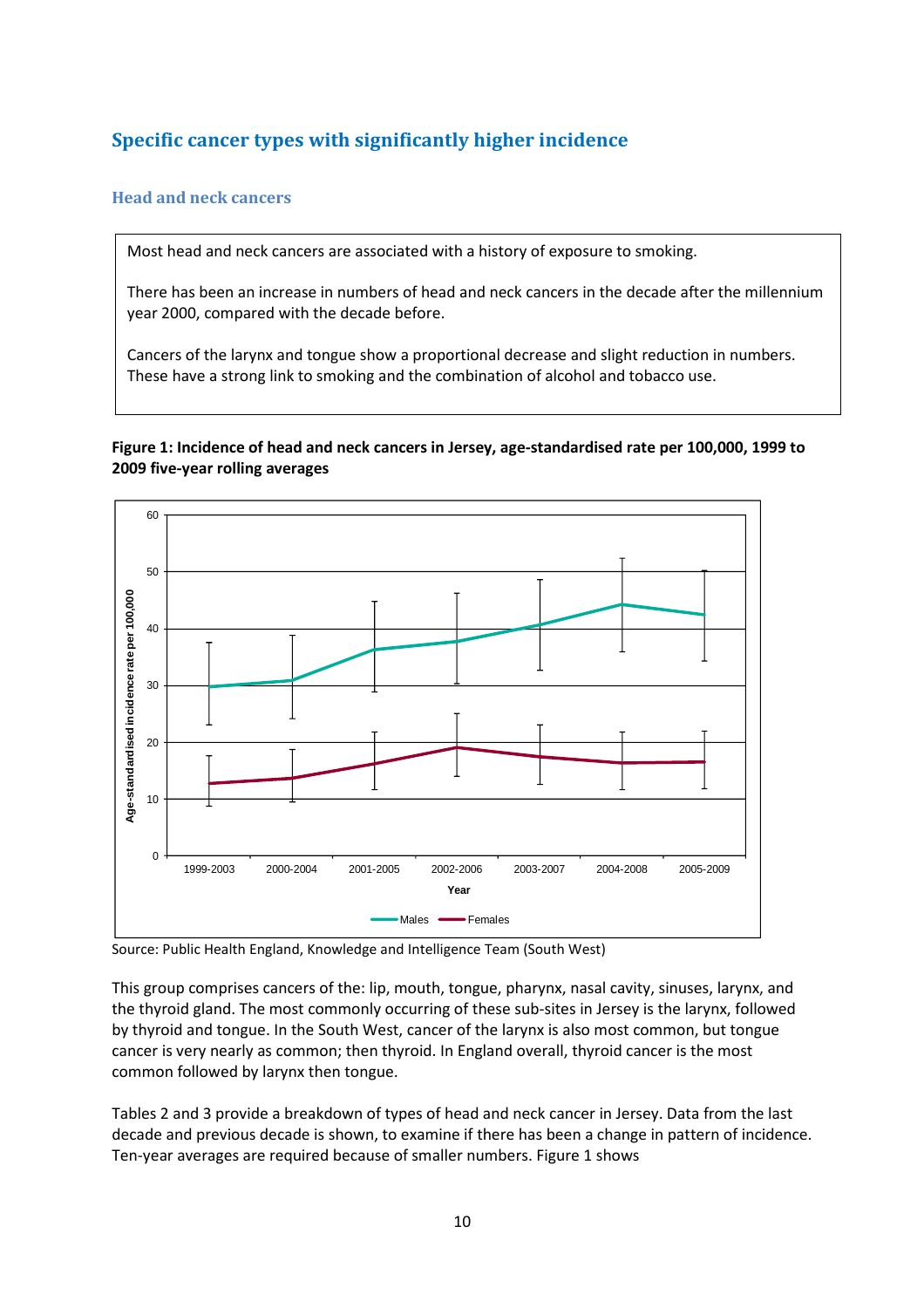## Specific cancer types with significantly higher incidence

### Head and neck cancers

Most head and neck cancers are associated with a history of exposure to smoking.

There has been an increase in numbers of head and neck cancers in the decade after the millennium year 2000, compared with the decade before.

Cancers of the larynx and tongue show a proportional decrease and slight reduction in numbers. These have a strong link to smoking and the combination of alcohol and tobacco use.

**Figure 1: Incidence of head and neck cancers in Jersey, age-standardised rate per 100,000, 1999 to 2009 five-year rolling averages**

Source: Public Health England, Knowledge and Intelligence Team (South West)

This group comprises cancers of the: lip, mouth, tongue, pharynx, nasal cavity, sinuses, larynx, and the thyroid gland. The most commonly occurring of these sub-sites in Jersey is the larynx, followed by thyroid and tongue. In the South West, cancer of the larynx is also most common, but tongue cancer is very nearly as common; then thyroid. In England overall, thyroid cancer is the most common followed by larynx then tongue.

Tables 2 and 3 provide a breakdown of types of head and neck cancer in Jersey. Data from the last decade and previous decade is shown, to examine if there has been a change in pattern of incidence. Ten-year averages are required because of smaller numbers. Figure 1 shows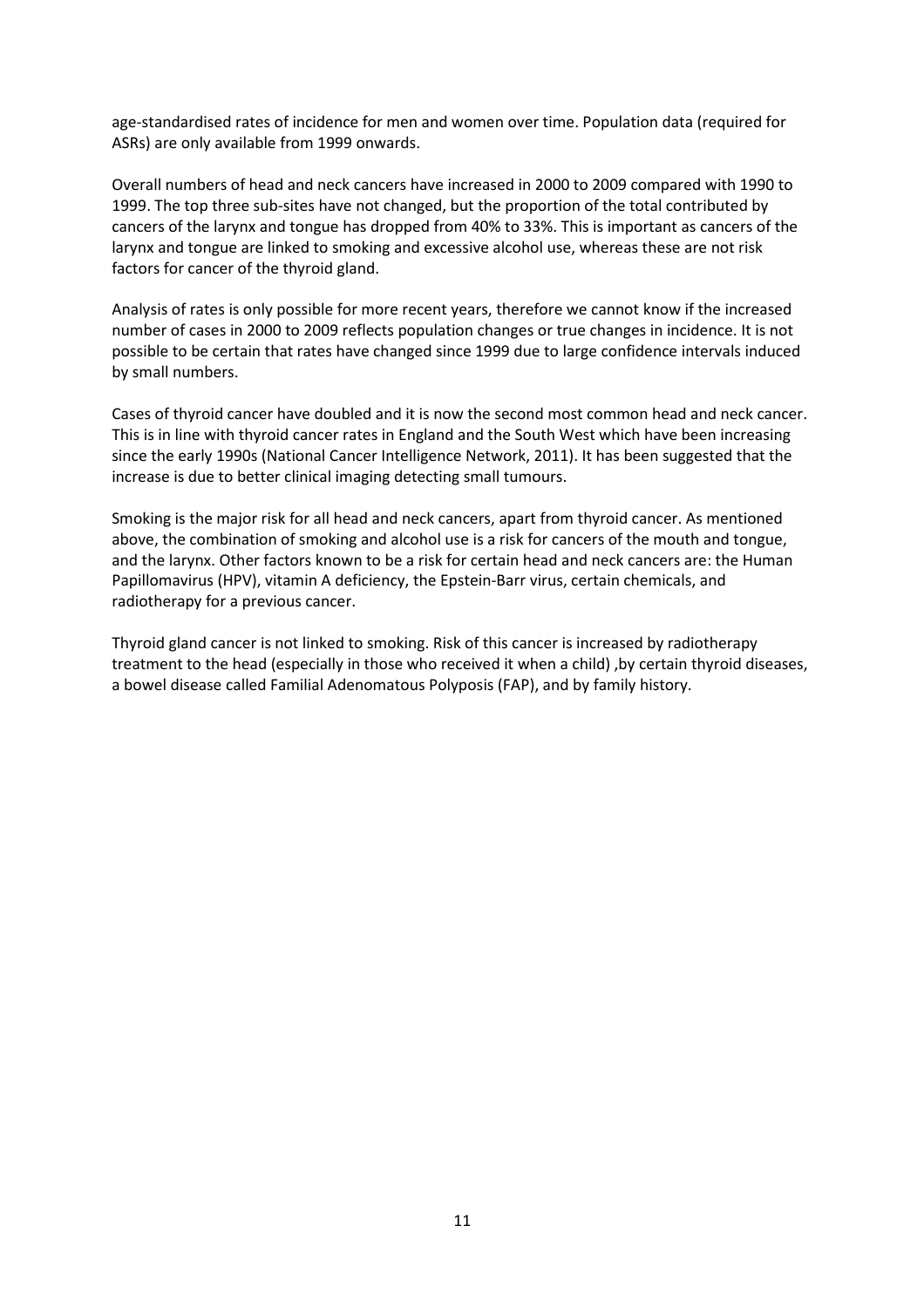age-standardised rates of incidence for men and women over time. Population data (required for ASRs) are only available from 1999 onwards.

Overall numbers of head and neck cancers have increased in 2000 to 2009 compared with 1990 to 1999. The top three sub-sites have not changed, but the proportion of the total contributed by cancers of the larynx and tongue has dropped from 40% to 33%. This is important as cancers of the larynx and tongue are linked to smoking and excessive alcohol use, whereas these are not risk factors for cancer of the thyroid gland.

Analysis of rates is only possible for more recent years, therefore we cannot know if the increased number of cases in 2000 to 2009 reflects population changes or true changes in incidence. It is not possible to be certain that rates have changed since 1999 due to large confidence intervals induced by small numbers.

Cases of thyroid cancer have doubled and it is now the second most common head and neck cancer. This is in line with thyroid cancer rates in England and the South West which have been increasing since the early 1990s (National Cancer Intelligence Network, 2011). It has been suggested that the increase is due to better clinical imaging detecting small tumours.

Smoking is the major risk for all head and neck cancers, apart from thyroid cancer. As mentioned above, the combination of smoking and alcohol use is a risk for cancers of the mouth and tongue, and the larynx. Other factors known to be a risk for certain head and neck cancers are: the Human Papillomavirus (HPV), vitamin A deficiency, the Epstein-Barr virus, certain chemicals, and radiotherapy for a previous cancer.

Thyroid gland cancer is not linked to smoking. Risk of this cancer is increased by radiotherapy treatment to the head (especially in those who received it when a child) ,by certain thyroid diseases, a bowel disease called Familial Adenomatous Polyposis (FAP), and by family history.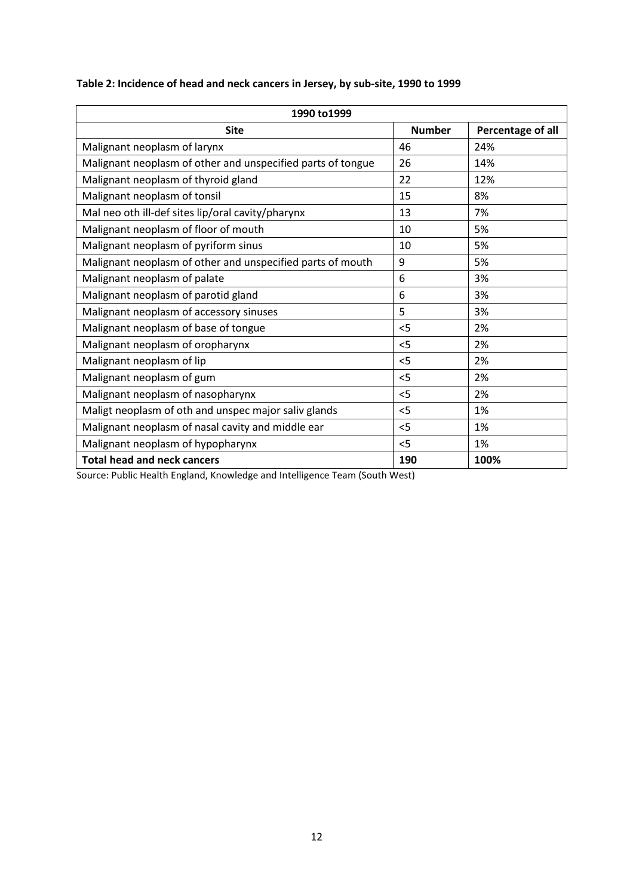**Table 2: Incidence of head and neck cancers in Jersey, by sub-site, 1990 to 1999**

| 1990 to1999 | | |
|---|---|---|
| **Site** | **Number** | **Percentage of all** |
| Malignant neoplasm of larynx | 46 | 24% |
| Malignant neoplasm of other and unspecified parts of tongue | 26 | 14% |
| Malignant neoplasm of thyroid gland | 22 | 12% |
| Malignant neoplasm of tonsil | 15 | 8% |
| Mal neo oth ill-def sites lip/oral cavity/pharynx | 13 | 7% |
| Malignant neoplasm of floor of mouth | 10 | 5% |
| Malignant neoplasm of pyriform sinus | 10 | 5% |
| Malignant neoplasm of other and unspecified parts of mouth | 9 | 5% |
| Malignant neoplasm of palate | 6 | 3% |
| Malignant neoplasm of parotid gland | 6 | 3% |
| Malignant neoplasm of accessory sinuses | 5 | 3% |
| Malignant neoplasm of base of tongue | <5 | 2% |
| Malignant neoplasm of oropharynx | <5 | 2% |
| Malignant neoplasm of lip | <5 | 2% |
| Malignant neoplasm of gum | <5 | 2% |
| Malignant neoplasm of nasopharynx | <5 | 2% |
| Maligt neoplasm of oth and unspec major saliv glands | <5 | 1% |
| Malignant neoplasm of nasal cavity and middle ear | <5 | 1% |
| Malignant neoplasm of hypopharynx | <5 | 1% |
| **Total head and neck cancers** | **190** | **100%** |

Source: Public Health England, Knowledge and Intelligence Team (South West)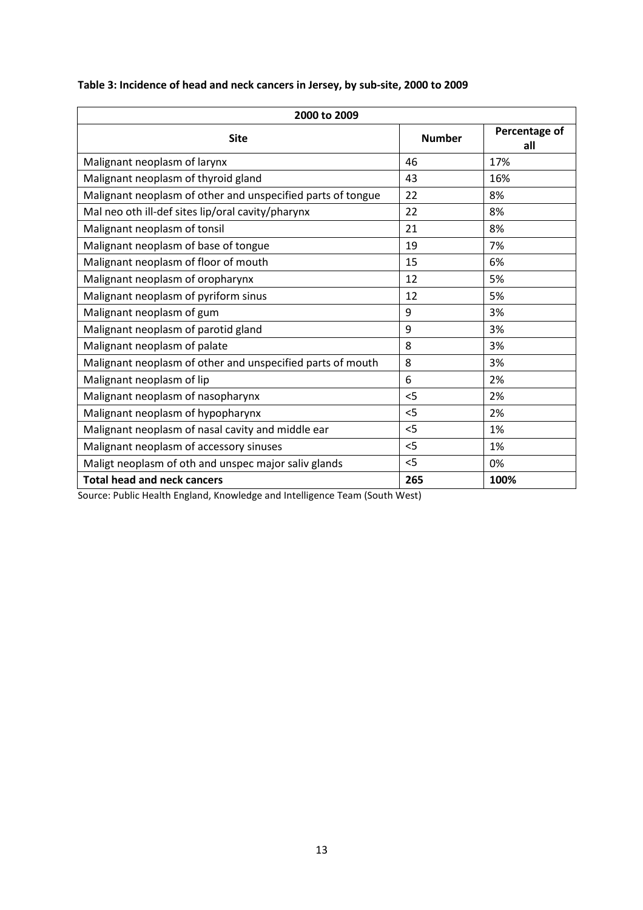**Table 3: Incidence of head and neck cancers in Jersey, by sub-site, 2000 to 2009**

| 2000 to 2009 | | |
|---|---|---|
| **Site** | **Number** | **Percentage of all** |
| Malignant neoplasm of larynx | 46 | 17% |
| Malignant neoplasm of thyroid gland | 43 | 16% |
| Malignant neoplasm of other and unspecified parts of tongue | 22 | 8% |
| Mal neo oth ill-def sites lip/oral cavity/pharynx | 22 | 8% |
| Malignant neoplasm of tonsil | 21 | 8% |
| Malignant neoplasm of base of tongue | 19 | 7% |
| Malignant neoplasm of floor of mouth | 15 | 6% |
| Malignant neoplasm of oropharynx | 12 | 5% |
| Malignant neoplasm of pyriform sinus | 12 | 5% |
| Malignant neoplasm of gum | 9 | 3% |
| Malignant neoplasm of parotid gland | 9 | 3% |
| Malignant neoplasm of palate | 8 | 3% |
| Malignant neoplasm of other and unspecified parts of mouth | 8 | 3% |
| Malignant neoplasm of lip | 6 | 2% |
| Malignant neoplasm of nasopharynx | <5 | 2% |
| Malignant neoplasm of hypopharynx | <5 | 2% |
| Malignant neoplasm of nasal cavity and middle ear | <5 | 1% |
| Malignant neoplasm of accessory sinuses | <5 | 1% |
| Maligt neoplasm of oth and unspec major saliv glands | <5 | 0% |
| **Total head and neck cancers** | **265** | **100%** |

Source: Public Health England, Knowledge and Intelligence Team (South West)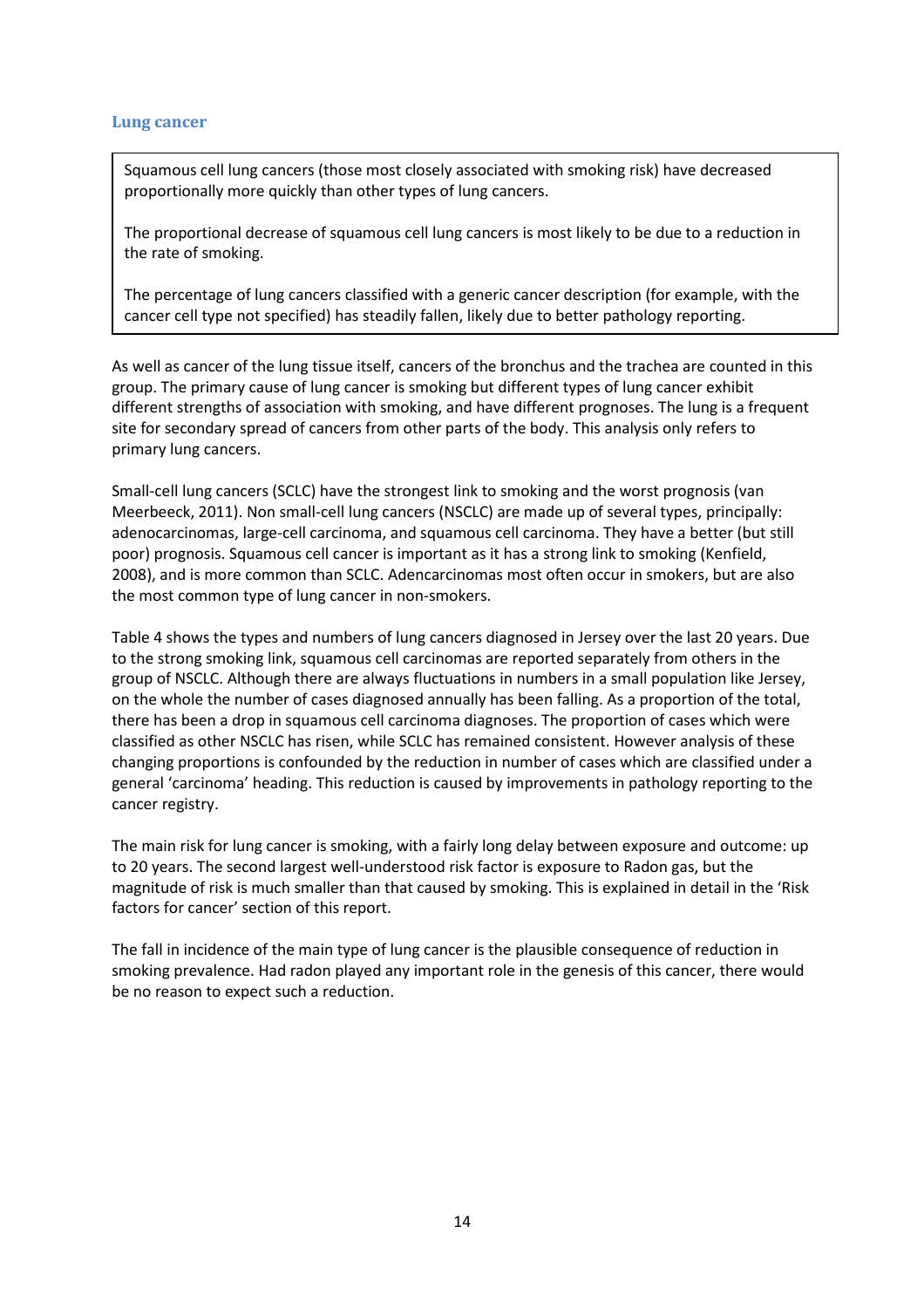### Lung cancer

> Squamous cell lung cancers (those most closely associated with smoking risk) have decreased proportionally more quickly than other types of lung cancers.
>
> The proportional decrease of squamous cell lung cancers is most likely to be due to a reduction in the rate of smoking.
>
> The percentage of lung cancers classified with a generic cancer description (for example, with the cancer cell type not specified) has steadily fallen, likely due to better pathology reporting.

As well as cancer of the lung tissue itself, cancers of the bronchus and the trachea are counted in this group. The primary cause of lung cancer is smoking but different types of lung cancer exhibit different strengths of association with smoking, and have different prognoses. The lung is a frequent site for secondary spread of cancers from other parts of the body. This analysis only refers to primary lung cancers.

Small-cell lung cancers (SCLC) have the strongest link to smoking and the worst prognosis (van Meerbeeck, 2011). Non small-cell lung cancers (NSCLC) are made up of several types, principally: adenocarcinomas, large-cell carcinoma, and squamous cell carcinoma. They have a better (but still poor) prognosis. Squamous cell cancer is important as it has a strong link to smoking (Kenfield, 2008), and is more common than SCLC. Adencarcinomas most often occur in smokers, but are also the most common type of lung cancer in non-smokers.

Table 4 shows the types and numbers of lung cancers diagnosed in Jersey over the last 20 years. Due to the strong smoking link, squamous cell carcinomas are reported separately from others in the group of NSCLC. Although there are always fluctuations in numbers in a small population like Jersey, on the whole the number of cases diagnosed annually has been falling. As a proportion of the total, there has been a drop in squamous cell carcinoma diagnoses. The proportion of cases which were classified as other NSCLC has risen, while SCLC has remained consistent. However analysis of these changing proportions is confounded by the reduction in number of cases which are classified under a general 'carcinoma' heading. This reduction is caused by improvements in pathology reporting to the cancer registry.

The main risk for lung cancer is smoking, with a fairly long delay between exposure and outcome: up to 20 years. The second largest well-understood risk factor is exposure to Radon gas, but the magnitude of risk is much smaller than that caused by smoking. This is explained in detail in the 'Risk factors for cancer' section of this report.

The fall in incidence of the main type of lung cancer is the plausible consequence of reduction in smoking prevalence. Had radon played any important role in the genesis of this cancer, there would be no reason to expect such a reduction.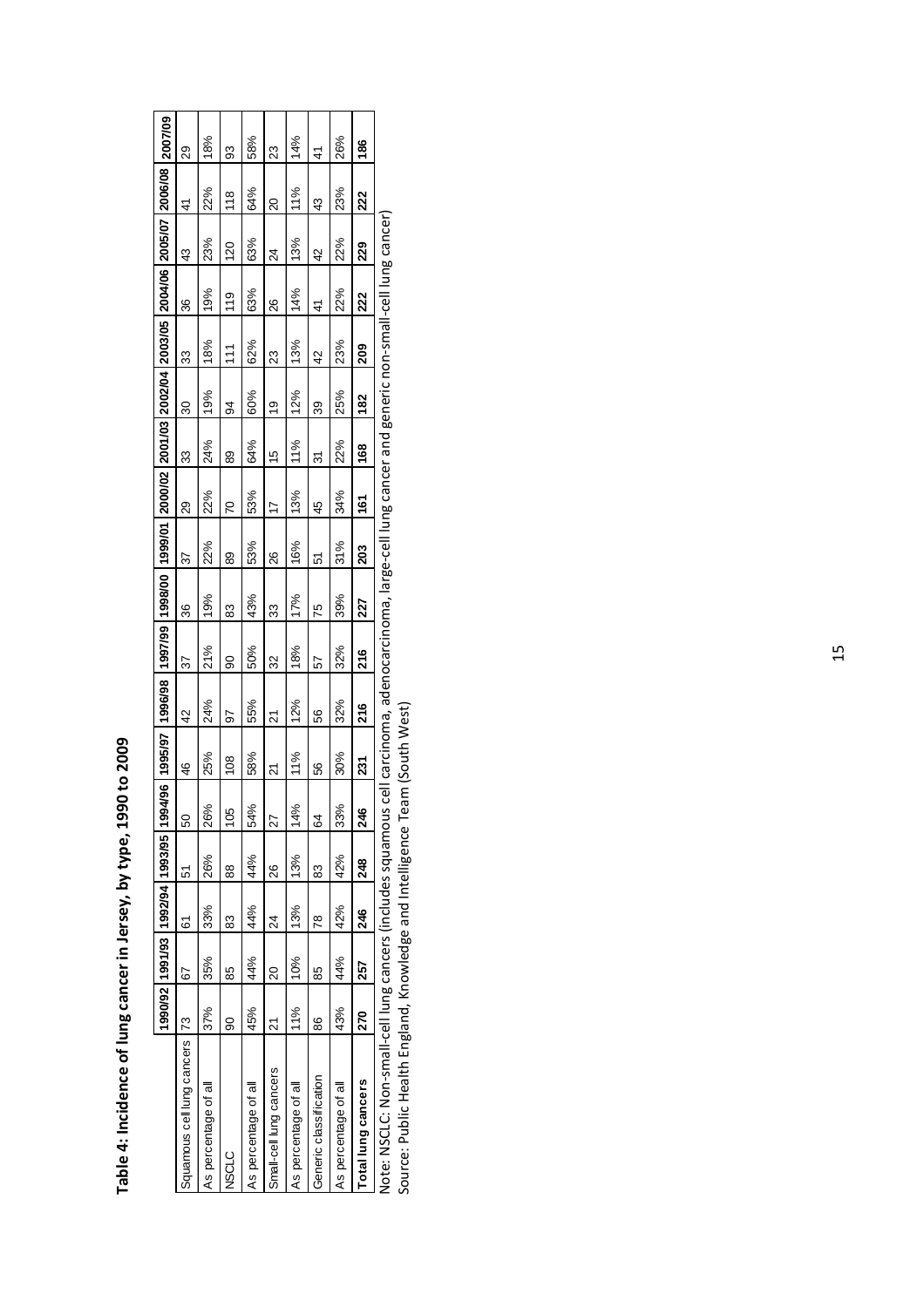**Table 4: Incidence of lung cancer in Jersey, by type, 1990 to 2009**

| | 1990/92 | 1991/93 | 1992/94 | 1993/95 | 1994/96 | 1995/97 | 1996/98 | 1997/99 | 1998/00 | 1999/01 | 2000/02 | 2001/03 | 2002/04 | 2003/05 | 2004/06 | 2005/07 | 2006/08 | 2007/09 |
|---|---|---|---|---|---|---|---|---|---|---|---|---|---|---|---|---|---|---|
| Squamous cell lung cancers | 73 | 67 | 61 | 51 | 50 | 46 | 42 | 37 | 36 | 37 | 29 | 33 | 30 | 33 | 36 | 43 | 41 | 29 |
| As percentage of all | 37% | 35% | 33% | 26% | 26% | 25% | 24% | 21% | 19% | 22% | 22% | 24% | 19% | 18% | 19% | 23% | 22% | 18% |
| NSCLC | 90 | 85 | 83 | 88 | 105 | 108 | 97 | 90 | 83 | 89 | 70 | 89 | 94 | 111 | 119 | 120 | 118 | 93 |
| As percentage of all | 45% | 44% | 44% | 44% | 54% | 58% | 55% | 50% | 43% | 53% | 53% | 64% | 60% | 62% | 63% | 63% | 64% | 58% |
| Small-cell lung cancers | 21 | 20 | 24 | 26 | 27 | 21 | 21 | 32 | 33 | 26 | 17 | 15 | 19 | 23 | 26 | 24 | 20 | 23 |
| As percentage of all | 11% | 10% | 13% | 13% | 14% | 11% | 12% | 18% | 17% | 16% | 13% | 11% | 12% | 13% | 14% | 13% | 11% | 14% |
| Generic classification | 86 | 85 | 78 | 83 | 64 | 56 | 56 | 57 | 75 | 51 | 45 | 31 | 39 | 42 | 41 | 42 | 43 | 41 |
| As percentage of all | 43% | 44% | 42% | 42% | 33% | 30% | 32% | 32% | 39% | 31% | 34% | 22% | 25% | 23% | 22% | 22% | 23% | 26% |
| **Total lung cancers** | **270** | **257** | **246** | **248** | **246** | **231** | **216** | **216** | **227** | **203** | **161** | **168** | **182** | **209** | **222** | **229** | **222** | **186** |

Note: NSCLC: Non-small-cell lung cancers (includes squamous cell carcinoma, adenocarcinoma, large-cell lung cancer and generic non-small-cell lung cancer)

Source: Public Health England, Knowledge and Intelligence Team (South West)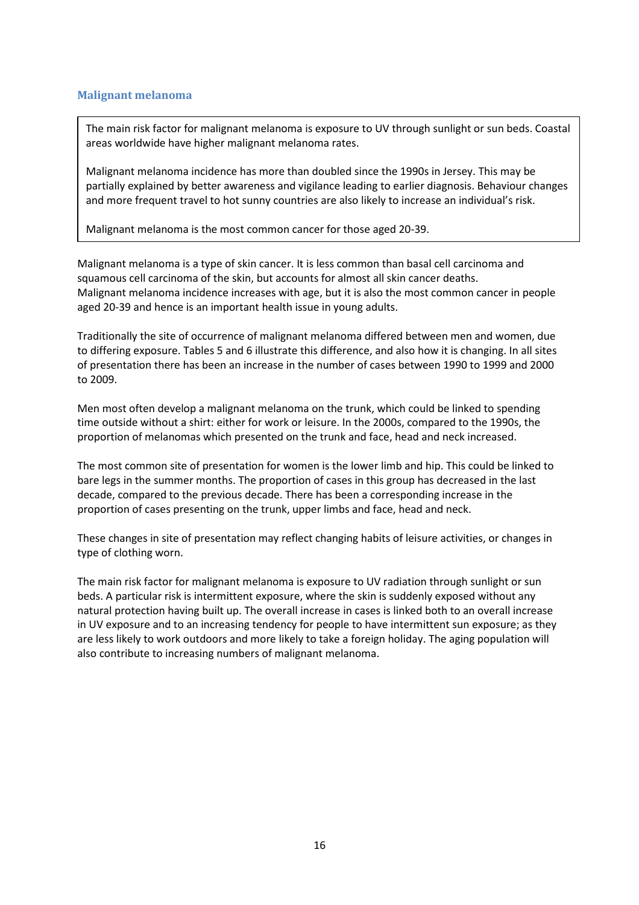## Malignant melanoma

> The main risk factor for malignant melanoma is exposure to UV through sunlight or sun beds. Coastal areas worldwide have higher malignant melanoma rates.
>
> Malignant melanoma incidence has more than doubled since the 1990s in Jersey. This may be partially explained by better awareness and vigilance leading to earlier diagnosis. Behaviour changes and more frequent travel to hot sunny countries are also likely to increase an individual's risk.
>
> Malignant melanoma is the most common cancer for those aged 20-39.

Malignant melanoma is a type of skin cancer. It is less common than basal cell carcinoma and squamous cell carcinoma of the skin, but accounts for almost all skin cancer deaths. Malignant melanoma incidence increases with age, but it is also the most common cancer in people aged 20-39 and hence is an important health issue in young adults.

Traditionally the site of occurrence of malignant melanoma differed between men and women, due to differing exposure. Tables 5 and 6 illustrate this difference, and also how it is changing. In all sites of presentation there has been an increase in the number of cases between 1990 to 1999 and 2000 to 2009.

Men most often develop a malignant melanoma on the trunk, which could be linked to spending time outside without a shirt: either for work or leisure. In the 2000s, compared to the 1990s, the proportion of melanomas which presented on the trunk and face, head and neck increased.

The most common site of presentation for women is the lower limb and hip. This could be linked to bare legs in the summer months. The proportion of cases in this group has decreased in the last decade, compared to the previous decade. There has been a corresponding increase in the proportion of cases presenting on the trunk, upper limbs and face, head and neck.

These changes in site of presentation may reflect changing habits of leisure activities, or changes in type of clothing worn.

The main risk factor for malignant melanoma is exposure to UV radiation through sunlight or sun beds. A particular risk is intermittent exposure, where the skin is suddenly exposed without any natural protection having built up. The overall increase in cases is linked both to an overall increase in UV exposure and to an increasing tendency for people to have intermittent sun exposure; as they are less likely to work outdoors and more likely to take a foreign holiday. The aging population will also contribute to increasing numbers of malignant melanoma.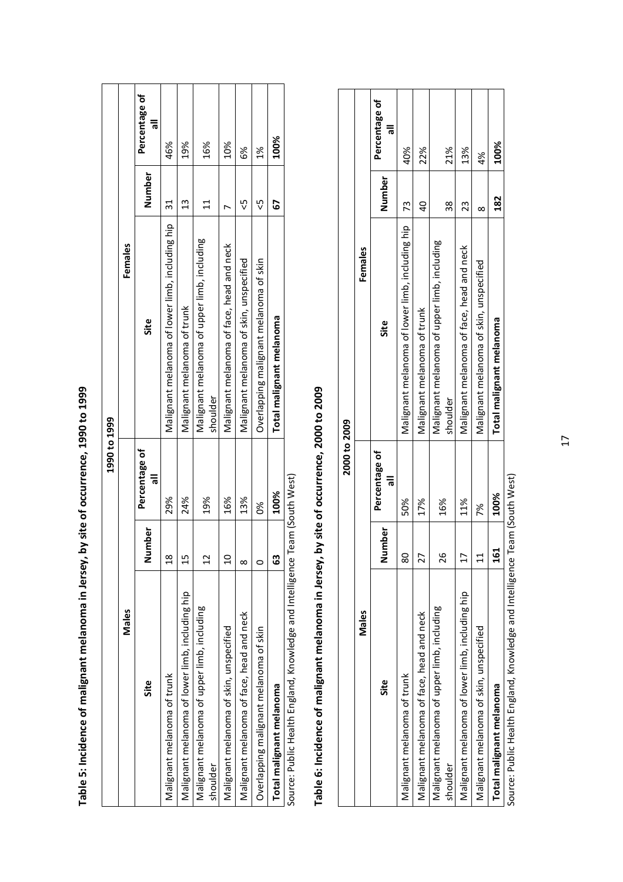**Table 5: Incidence of malignant melanoma in Jersey, by site of occurrence, 1990 to 1999**

| 1990 to 1999 | | | | | |
|---|---|---|---|---|---|
| Males | | | Females | | |
| Site | Number | Percentage of all | Site | Number | Percentage of all |
| Malignant melanoma of trunk | 18 | 29% | Malignant melanoma of lower limb, including hip | 31 | 46% |
| Malignant melanoma of lower limb, including hip | 15 | 24% | Malignant melanoma of trunk | 13 | 19% |
| Malignant melanoma of upper limb, including shoulder | 12 | 19% | Malignant melanoma of upper limb, including shoulder | 11 | 16% |
| Malignant melanoma of skin, unspecified | 10 | 16% | Malignant melanoma of face, head and neck | 7 | 10% |
| Malignant melanoma of face, head and neck | 8 | 13% | Malignant melanoma of skin, unspecified | <5 | 6% |
| Overlapping malignant melanoma of skin | 0 | 0% | Overlapping malignant melanoma of skin | <5 | 1% |
| **Total malignant melanoma** | **63** | **100%** | **Total malignant melanoma** | **67** | **100%** |

Source: Public Health England, Knowledge and Intelligence Team (South West)

**Table 6: Incidence of malignant melanoma in Jersey, by site of occurrence, 2000 to 2009**

| 2000 to 2009 | | | | | |
|---|---|---|---|---|---|
| Males | | | Females | | |
| Site | Number | Percentage of all | Site | Number | Percentage of all |
| Malignant melanoma of trunk | 80 | 50% | Malignant melanoma of lower limb, including hip | 73 | 40% |
| Malignant melanoma of face, head and neck | 27 | 17% | Malignant melanoma of trunk | 40 | 22% |
| Malignant melanoma of upper limb, including shoulder | 26 | 16% | Malignant melanoma of upper limb, including shoulder | 38 | 21% |
| Malignant melanoma of lower limb, including hip | 17 | 11% | Malignant melanoma of face, head and neck | 23 | 13% |
| Malignant melanoma of skin, unspecified | 11 | 7% | Malignant melanoma of skin, unspecified | 8 | 4% |
| **Total malignant melanoma** | **161** | **100%** | **Total malignant melanoma** | **182** | **100%** |

Source: Public Health England, Knowledge and Intelligence Team (South West)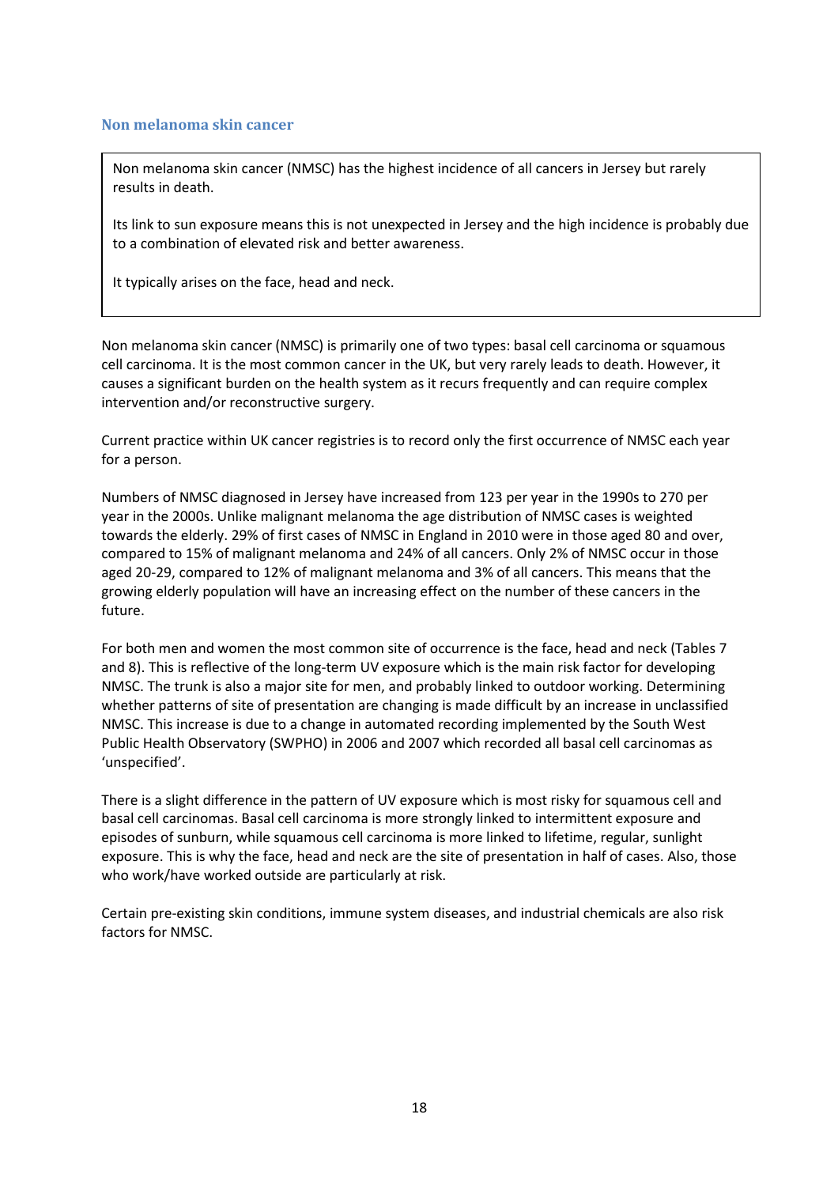## Non melanoma skin cancer

> Non melanoma skin cancer (NMSC) has the highest incidence of all cancers in Jersey but rarely results in death.
>
> Its link to sun exposure means this is not unexpected in Jersey and the high incidence is probably due to a combination of elevated risk and better awareness.
>
> It typically arises on the face, head and neck.

Non melanoma skin cancer (NMSC) is primarily one of two types: basal cell carcinoma or squamous cell carcinoma. It is the most common cancer in the UK, but very rarely leads to death. However, it causes a significant burden on the health system as it recurs frequently and can require complex intervention and/or reconstructive surgery.

Current practice within UK cancer registries is to record only the first occurrence of NMSC each year for a person.

Numbers of NMSC diagnosed in Jersey have increased from 123 per year in the 1990s to 270 per year in the 2000s. Unlike malignant melanoma the age distribution of NMSC cases is weighted towards the elderly. 29% of first cases of NMSC in England in 2010 were in those aged 80 and over, compared to 15% of malignant melanoma and 24% of all cancers. Only 2% of NMSC occur in those aged 20-29, compared to 12% of malignant melanoma and 3% of all cancers. This means that the growing elderly population will have an increasing effect on the number of these cancers in the future.

For both men and women the most common site of occurrence is the face, head and neck (Tables 7 and 8). This is reflective of the long-term UV exposure which is the main risk factor for developing NMSC. The trunk is also a major site for men, and probably linked to outdoor working. Determining whether patterns of site of presentation are changing is made difficult by an increase in unclassified NMSC. This increase is due to a change in automated recording implemented by the South West Public Health Observatory (SWPHO) in 2006 and 2007 which recorded all basal cell carcinomas as 'unspecified'.

There is a slight difference in the pattern of UV exposure which is most risky for squamous cell and basal cell carcinomas. Basal cell carcinoma is more strongly linked to intermittent exposure and episodes of sunburn, while squamous cell carcinoma is more linked to lifetime, regular, sunlight exposure. This is why the face, head and neck are the site of presentation in half of cases. Also, those who work/have worked outside are particularly at risk.

Certain pre-existing skin conditions, immune system diseases, and industrial chemicals are also risk factors for NMSC.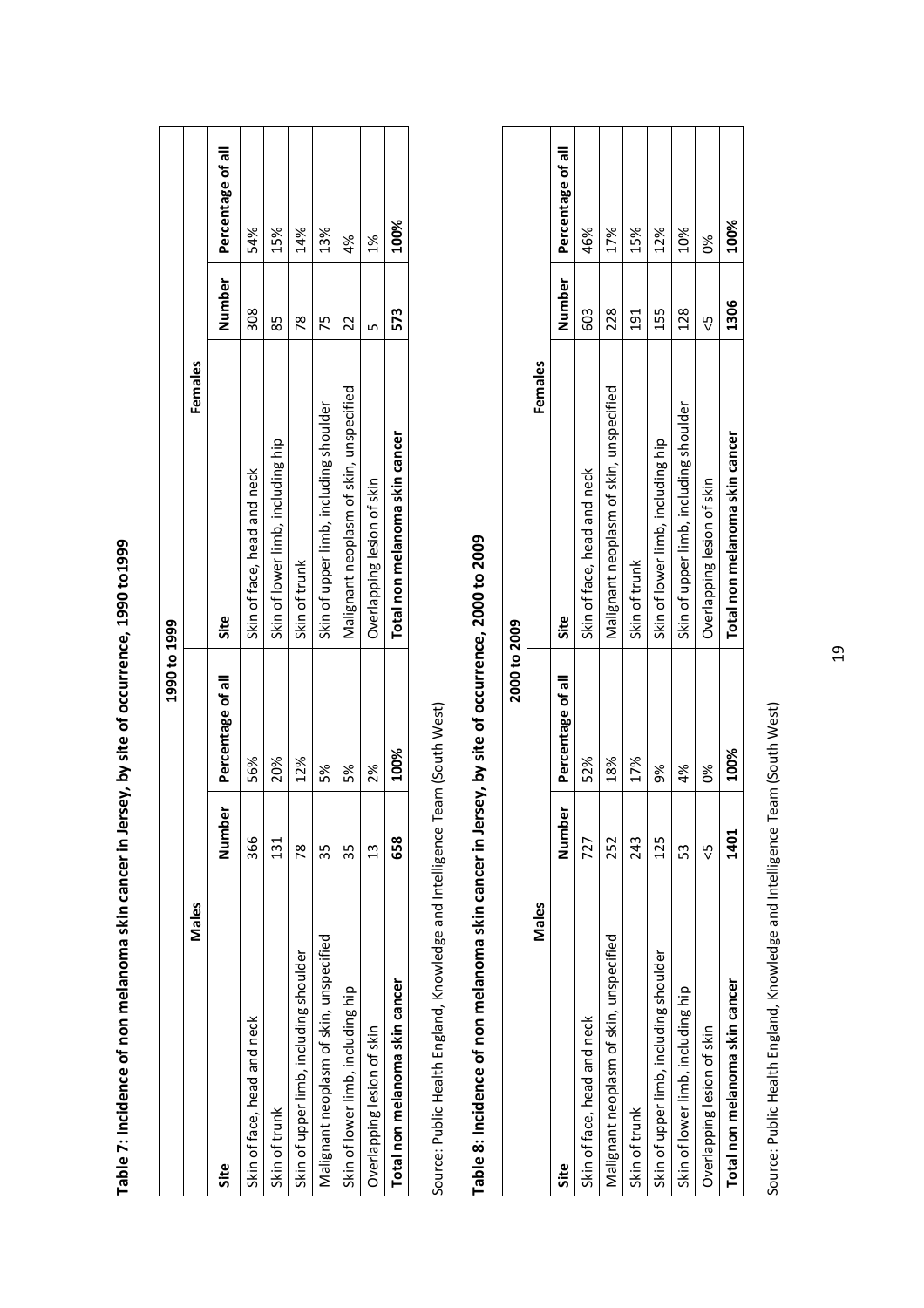**Table 7: Incidence of non melanoma skin cancer in Jersey, by site of occurrence, 1990 to1999**

| 1990 to 1999 | | | | | |
|---|---|---|---|---|---|
| **Males** | | | **Females** | | |
| **Site** | **Number** | **Percentage of all** | **Site** | **Number** | **Percentage of all** |
| Skin of face, head and neck | 366 | 56% | Skin of face, head and neck | 308 | 54% |
| Skin of trunk | 131 | 20% | Skin of lower limb, including hip | 85 | 15% |
| Skin of upper limb, including shoulder | 78 | 12% | Skin of trunk | 78 | 14% |
| Malignant neoplasm of skin, unspecified | 35 | 5% | Skin of upper limb, including shoulder | 75 | 13% |
| Skin of lower limb, including hip | 35 | 5% | Malignant neoplasm of skin, unspecified | 22 | 4% |
| Overlapping lesion of skin | 13 | 2% | Overlapping lesion of skin | 5 | 1% |
| **Total non melanoma skin cancer** | **658** | **100%** | **Total non melanoma skin cancer** | **573** | **100%** |

Source: Public Health England, Knowledge and Intelligence Team (South West)

**Table 8: Incidence of non melanoma skin cancer in Jersey, by site of occurrence, 2000 to 2009**

| 2000 to 2009 | | | | | |
|---|---|---|---|---|---|
| **Males** | | | **Females** | | |
| **Site** | **Number** | **Percentage of all** | **Site** | **Number** | **Percentage of all** |
| Skin of face, head and neck | 727 | 52% | Skin of face, head and neck | 603 | 46% |
| Malignant neoplasm of skin, unspecified | 252 | 18% | Malignant neoplasm of skin, unspecified | 228 | 17% |
| Skin of trunk | 243 | 17% | Skin of trunk | 191 | 15% |
| Skin of upper limb, including shoulder | 125 | 9% | Skin of lower limb, including hip | 155 | 12% |
| Skin of lower limb, including hip | 53 | 4% | Skin of upper limb, including shoulder | 128 | 10% |
| Overlapping lesion of skin | <5 | 0% | Overlapping lesion of skin | <5 | 0% |
| **Total non melanoma skin cancer** | **1401** | **100%** | **Total non melanoma skin cancer** | **1306** | **100%** |

Source: Public Health England, Knowledge and Intelligence Team (South West)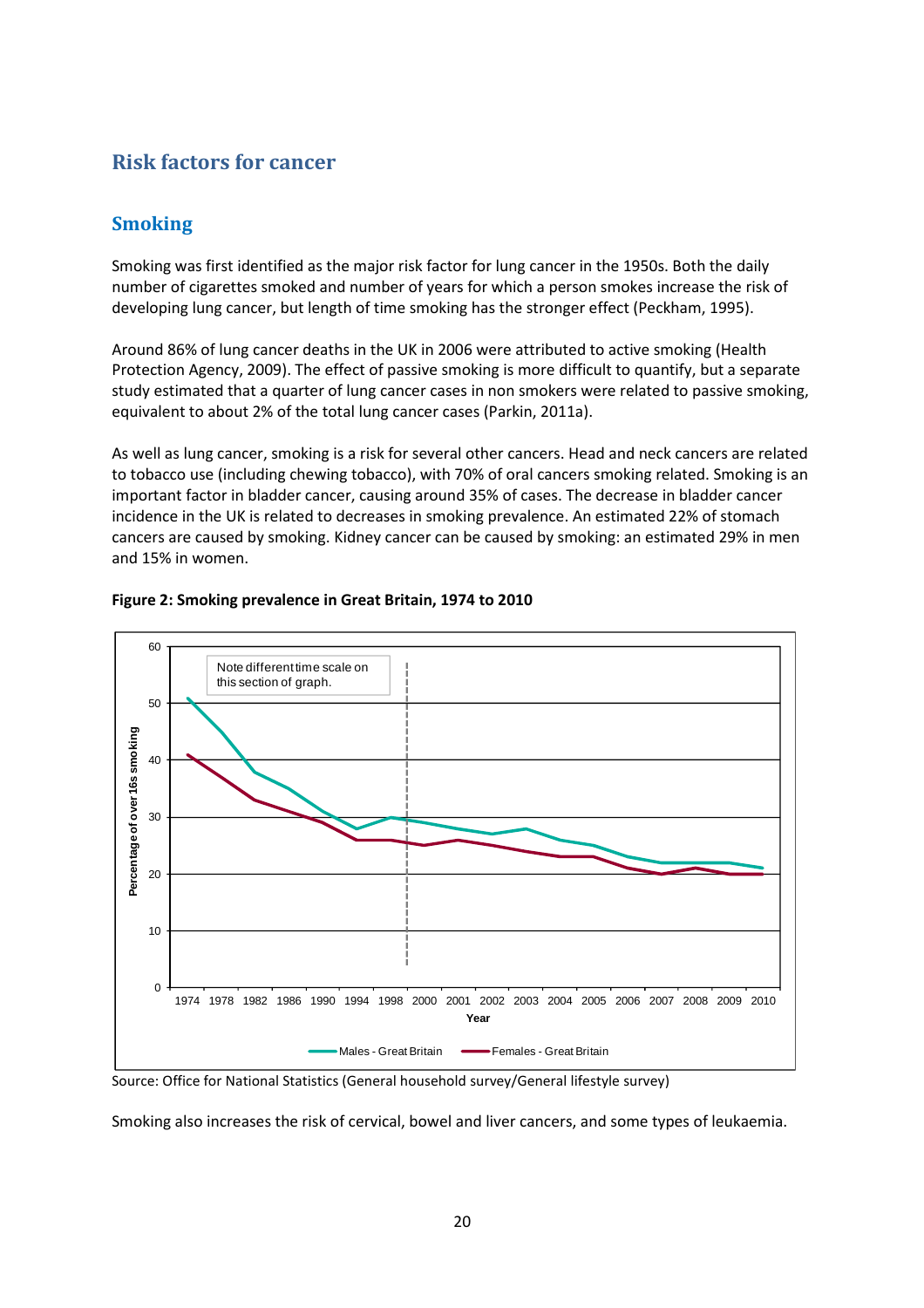## Risk factors for cancer

### Smoking

Smoking was first identified as the major risk factor for lung cancer in the 1950s. Both the daily number of cigarettes smoked and number of years for which a person smokes increase the risk of developing lung cancer, but length of time smoking has the stronger effect (Peckham, 1995).

Around 86% of lung cancer deaths in the UK in 2006 were attributed to active smoking (Health Protection Agency, 2009). The effect of passive smoking is more difficult to quantify, but a separate study estimated that a quarter of lung cancer cases in non smokers were related to passive smoking, equivalent to about 2% of the total lung cancer cases (Parkin, 2011a).

As well as lung cancer, smoking is a risk for several other cancers. Head and neck cancers are related to tobacco use (including chewing tobacco), with 70% of oral cancers smoking related. Smoking is an important factor in bladder cancer, causing around 35% of cases. The decrease in bladder cancer incidence in the UK is related to decreases in smoking prevalence. An estimated 22% of stomach cancers are caused by smoking. Kidney cancer can be caused by smoking: an estimated 29% in men and 15% in women.

**Figure 2: Smoking prevalence in Great Britain, 1974 to 2010**

Source: Office for National Statistics (General household survey/General lifestyle survey)

Smoking also increases the risk of cervical, bowel and liver cancers, and some types of leukaemia.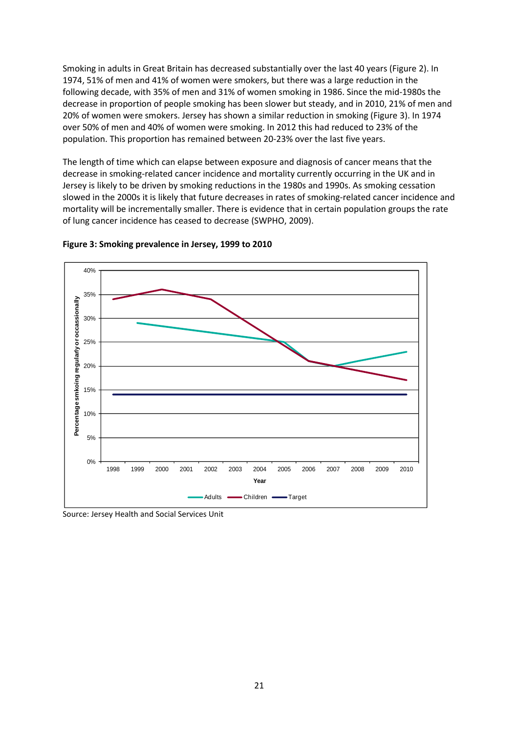Smoking in adults in Great Britain has decreased substantially over the last 40 years (Figure 2). In 1974, 51% of men and 41% of women were smokers, but there was a large reduction in the following decade, with 35% of men and 31% of women smoking in 1986. Since the mid-1980s the decrease in proportion of people smoking has been slower but steady, and in 2010, 21% of men and 20% of women were smokers. Jersey has shown a similar reduction in smoking (Figure 3). In 1974 over 50% of men and 40% of women were smoking. In 2012 this had reduced to 23% of the population. This proportion has remained between 20-23% over the last five years.

The length of time which can elapse between exposure and diagnosis of cancer means that the decrease in smoking-related cancer incidence and mortality currently occurring in the UK and in Jersey is likely to be driven by smoking reductions in the 1980s and 1990s. As smoking cessation slowed in the 2000s it is likely that future decreases in rates of smoking-related cancer incidence and mortality will be incrementally smaller. There is evidence that in certain population groups the rate of lung cancer incidence has ceased to decrease (SWPHO, 2009).

**Figure 3: Smoking prevalence in Jersey, 1999 to 2010**

Source: Jersey Health and Social Services Unit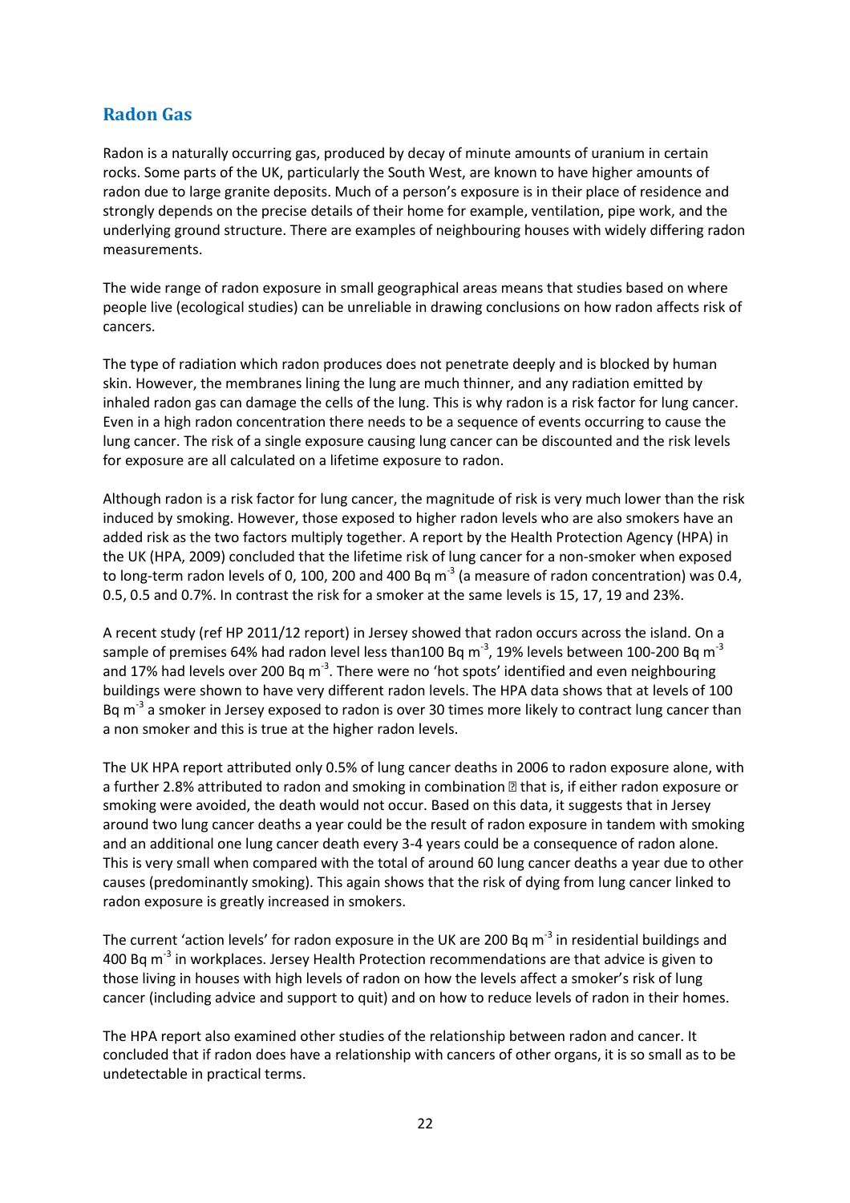## Radon Gas

Radon is a naturally occurring gas, produced by decay of minute amounts of uranium in certain rocks. Some parts of the UK, particularly the South West, are known to have higher amounts of radon due to large granite deposits. Much of a person's exposure is in their place of residence and strongly depends on the precise details of their home for example, ventilation, pipe work, and the underlying ground structure. There are examples of neighbouring houses with widely differing radon measurements.

The wide range of radon exposure in small geographical areas means that studies based on where people live (ecological studies) can be unreliable in drawing conclusions on how radon affects risk of cancers.

The type of radiation which radon produces does not penetrate deeply and is blocked by human skin. However, the membranes lining the lung are much thinner, and any radiation emitted by inhaled radon gas can damage the cells of the lung. This is why radon is a risk factor for lung cancer. Even in a high radon concentration there needs to be a sequence of events occurring to cause the lung cancer. The risk of a single exposure causing lung cancer can be discounted and the risk levels for exposure are all calculated on a lifetime exposure to radon.

Although radon is a risk factor for lung cancer, the magnitude of risk is very much lower than the risk induced by smoking. However, those exposed to higher radon levels who are also smokers have an added risk as the two factors multiply together. A report by the Health Protection Agency (HPA) in the UK (HPA, 2009) concluded that the lifetime risk of lung cancer for a non-smoker when exposed to long-term radon levels of 0, 100, 200 and 400 Bq $m^{-3}$ (a measure of radon concentration) was 0.4, 0.5, 0.5 and 0.7%. In contrast the risk for a smoker at the same levels is 15, 17, 19 and 23%.

A recent study (ref HP 2011/12 report) in Jersey showed that radon occurs across the island. On a sample of premises 64% had radon level less than100 Bq $m^{-3}$, 19% levels between 100-200 Bq $m^{-3}$ and 17% had levels over 200 Bq $m^{-3}$. There were no 'hot spots' identified and even neighbouring buildings were shown to have very different radon levels. The HPA data shows that at levels of 100 Bq $m^{-3}$ a smoker in Jersey exposed to radon is over 30 times more likely to contract lung cancer than a non smoker and this is true at the higher radon levels.

The UK HPA report attributed only 0.5% of lung cancer deaths in 2006 to radon exposure alone, with a further 2.8% attributed to radon and smoking in combination  that is, if either radon exposure or smoking were avoided, the death would not occur. Based on this data, it suggests that in Jersey around two lung cancer deaths a year could be the result of radon exposure in tandem with smoking and an additional one lung cancer death every 3-4 years could be a consequence of radon alone. This is very small when compared with the total of around 60 lung cancer deaths a year due to other causes (predominantly smoking). This again shows that the risk of dying from lung cancer linked to radon exposure is greatly increased in smokers.

The current 'action levels' for radon exposure in the UK are 200 Bq $m^{-3}$ in residential buildings and 400 Bq $m^{-3}$ in workplaces. Jersey Health Protection recommendations are that advice is given to those living in houses with high levels of radon on how the levels affect a smoker's risk of lung cancer (including advice and support to quit) and on how to reduce levels of radon in their homes.

The HPA report also examined other studies of the relationship between radon and cancer. It concluded that if radon does have a relationship with cancers of other organs, it is so small as to be undetectable in practical terms.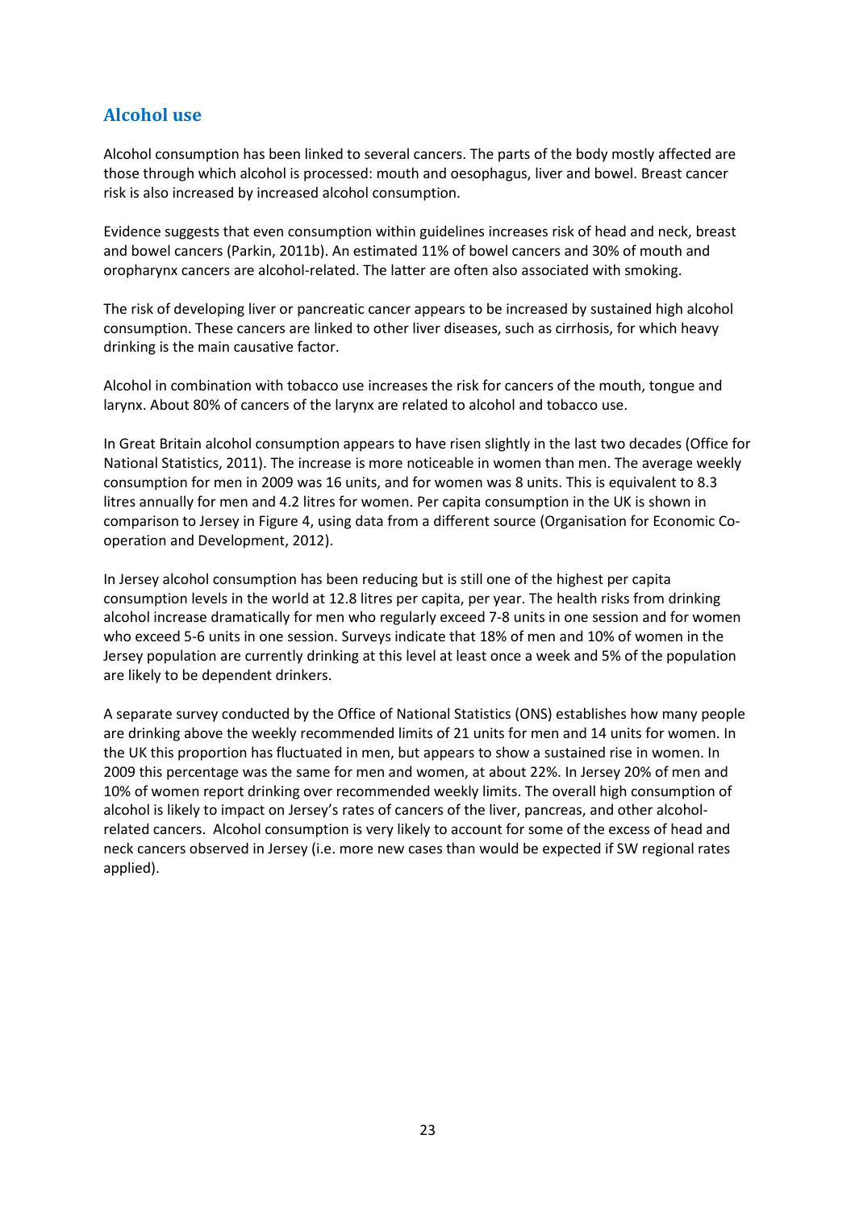## Alcohol use

Alcohol consumption has been linked to several cancers. The parts of the body mostly affected are those through which alcohol is processed: mouth and oesophagus, liver and bowel. Breast cancer risk is also increased by increased alcohol consumption.

Evidence suggests that even consumption within guidelines increases risk of head and neck, breast and bowel cancers (Parkin, 2011b). An estimated 11% of bowel cancers and 30% of mouth and oropharynx cancers are alcohol-related. The latter are often also associated with smoking.

The risk of developing liver or pancreatic cancer appears to be increased by sustained high alcohol consumption. These cancers are linked to other liver diseases, such as cirrhosis, for which heavy drinking is the main causative factor.

Alcohol in combination with tobacco use increases the risk for cancers of the mouth, tongue and larynx. About 80% of cancers of the larynx are related to alcohol and tobacco use.

In Great Britain alcohol consumption appears to have risen slightly in the last two decades (Office for National Statistics, 2011). The increase is more noticeable in women than men. The average weekly consumption for men in 2009 was 16 units, and for women was 8 units. This is equivalent to 8.3 litres annually for men and 4.2 litres for women. Per capita consumption in the UK is shown in comparison to Jersey in Figure 4, using data from a different source (Organisation for Economic Co-operation and Development, 2012).

In Jersey alcohol consumption has been reducing but is still one of the highest per capita consumption levels in the world at 12.8 litres per capita, per year. The health risks from drinking alcohol increase dramatically for men who regularly exceed 7-8 units in one session and for women who exceed 5-6 units in one session. Surveys indicate that 18% of men and 10% of women in the Jersey population are currently drinking at this level at least once a week and 5% of the population are likely to be dependent drinkers.

A separate survey conducted by the Office of National Statistics (ONS) establishes how many people are drinking above the weekly recommended limits of 21 units for men and 14 units for women. In the UK this proportion has fluctuated in men, but appears to show a sustained rise in women. In 2009 this percentage was the same for men and women, at about 22%. In Jersey 20% of men and 10% of women report drinking over recommended weekly limits. The overall high consumption of alcohol is likely to impact on Jersey's rates of cancers of the liver, pancreas, and other alcohol-related cancers. Alcohol consumption is very likely to account for some of the excess of head and neck cancers observed in Jersey (i.e. more new cases than would be expected if SW regional rates applied).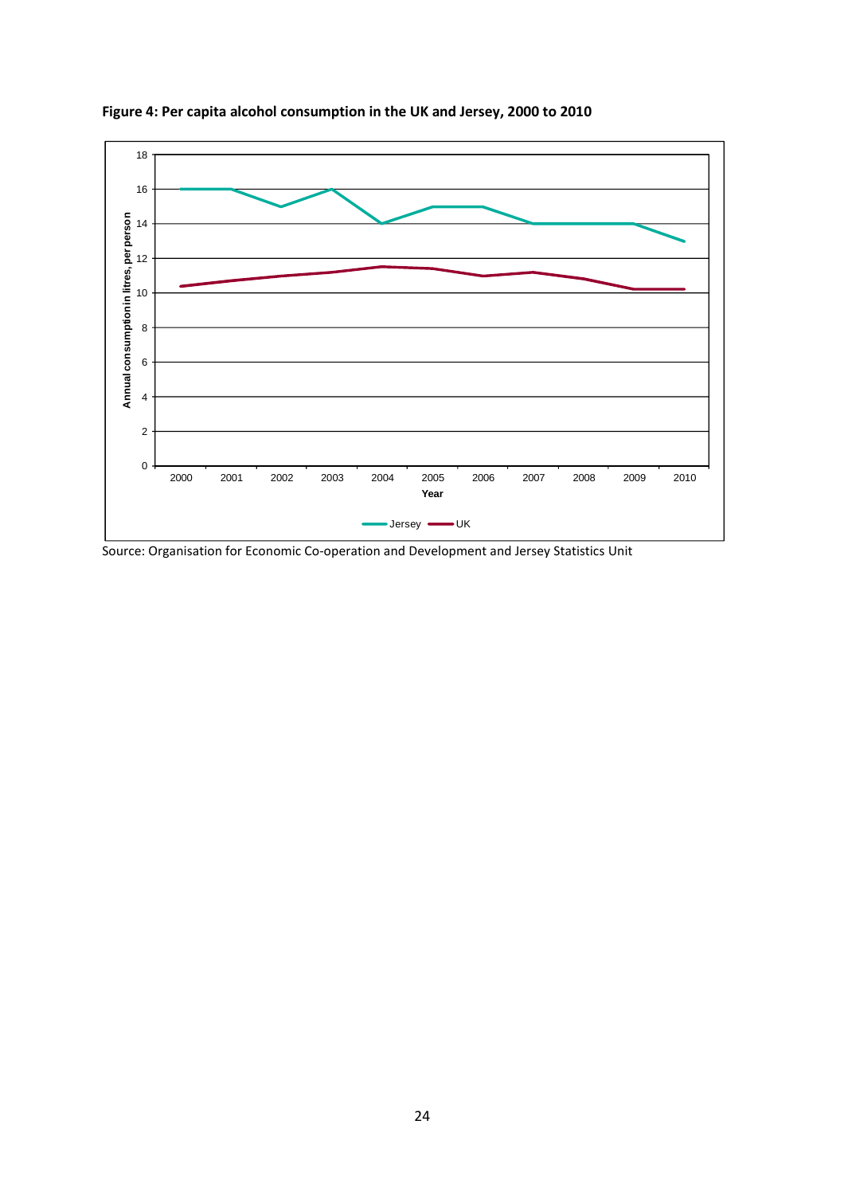**Figure 4: Per capita alcohol consumption in the UK and Jersey, 2000 to 2010**

Source: Organisation for Economic Co-operation and Development and Jersey Statistics Unit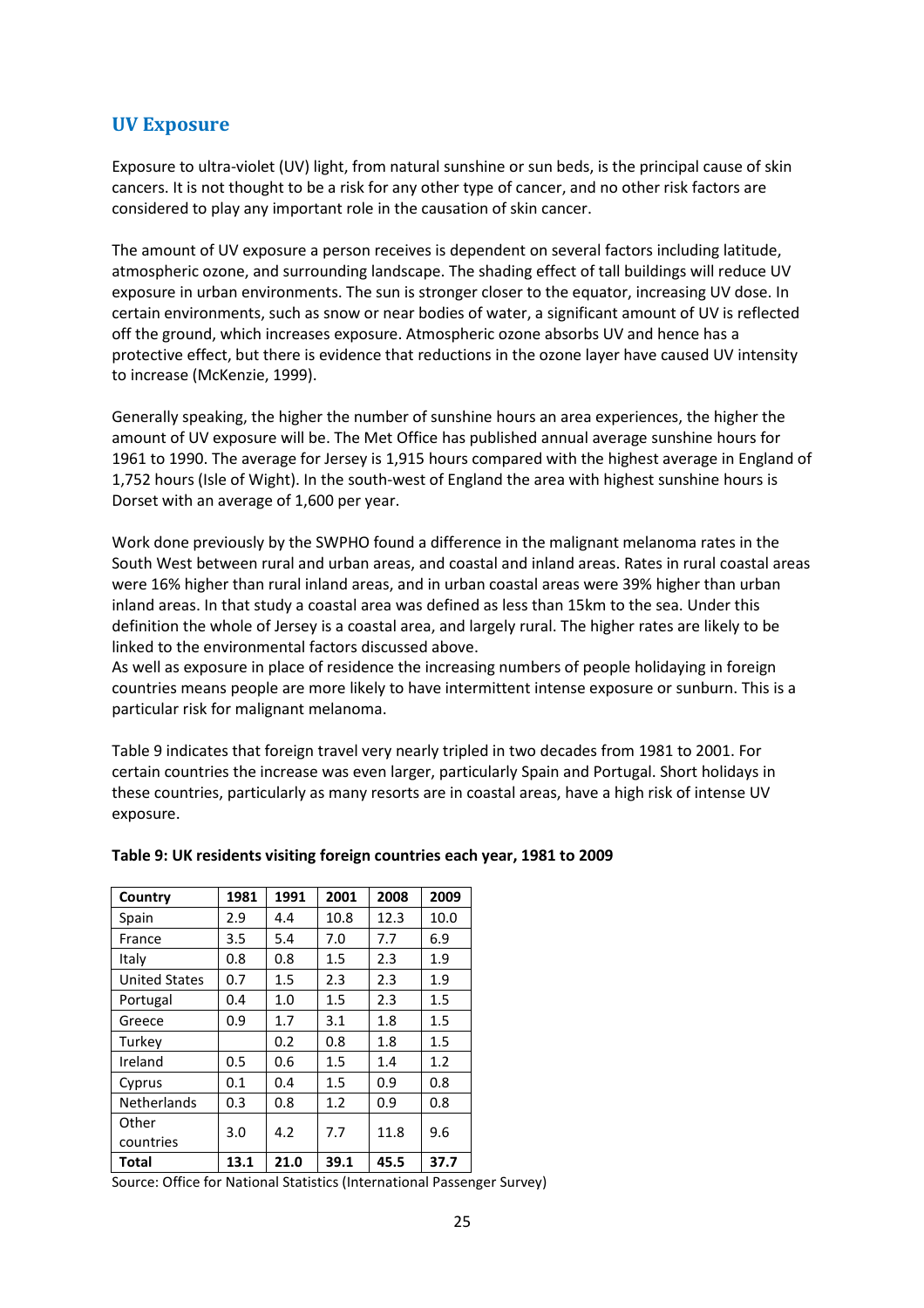## UV Exposure

Exposure to ultra-violet (UV) light, from natural sunshine or sun beds, is the principal cause of skin cancers. It is not thought to be a risk for any other type of cancer, and no other risk factors are considered to play any important role in the causation of skin cancer.

The amount of UV exposure a person receives is dependent on several factors including latitude, atmospheric ozone, and surrounding landscape. The shading effect of tall buildings will reduce UV exposure in urban environments. The sun is stronger closer to the equator, increasing UV dose. In certain environments, such as snow or near bodies of water, a significant amount of UV is reflected off the ground, which increases exposure. Atmospheric ozone absorbs UV and hence has a protective effect, but there is evidence that reductions in the ozone layer have caused UV intensity to increase (McKenzie, 1999).

Generally speaking, the higher the number of sunshine hours an area experiences, the higher the amount of UV exposure will be. The Met Office has published annual average sunshine hours for 1961 to 1990. The average for Jersey is 1,915 hours compared with the highest average in England of 1,752 hours (Isle of Wight). In the south-west of England the area with highest sunshine hours is Dorset with an average of 1,600 per year.

Work done previously by the SWPHO found a difference in the malignant melanoma rates in the South West between rural and urban areas, and coastal and inland areas. Rates in rural coastal areas were 16% higher than rural inland areas, and in urban coastal areas were 39% higher than urban inland areas. In that study a coastal area was defined as less than 15km to the sea. Under this definition the whole of Jersey is a coastal area, and largely rural. The higher rates are likely to be linked to the environmental factors discussed above.

As well as exposure in place of residence the increasing numbers of people holidaying in foreign countries means people are more likely to have intermittent intense exposure or sunburn. This is a particular risk for malignant melanoma.

Table 9 indicates that foreign travel very nearly tripled in two decades from 1981 to 2001. For certain countries the increase was even larger, particularly Spain and Portugal. Short holidays in these countries, particularly as many resorts are in coastal areas, have a high risk of intense UV exposure.

**Table 9: UK residents visiting foreign countries each year, 1981 to 2009**

| Country | 1981 | 1991 | 2001 | 2008 | 2009 |
|---|---|---|---|---|---|
| Spain | 2.9 | 4.4 | 10.8 | 12.3 | 10.0 |
| France | 3.5 | 5.4 | 7.0 | 7.7 | 6.9 |
| Italy | 0.8 | 0.8 | 1.5 | 2.3 | 1.9 |
| United States | 0.7 | 1.5 | 2.3 | 2.3 | 1.9 |
| Portugal | 0.4 | 1.0 | 1.5 | 2.3 | 1.5 |
| Greece | 0.9 | 1.7 | 3.1 | 1.8 | 1.5 |
| Turkey | | 0.2 | 0.8 | 1.8 | 1.5 |
| Ireland | 0.5 | 0.6 | 1.5 | 1.4 | 1.2 |
| Cyprus | 0.1 | 0.4 | 1.5 | 0.9 | 0.8 |
| Netherlands | 0.3 | 0.8 | 1.2 | 0.9 | 0.8 |
| Other countries | 3.0 | 4.2 | 7.7 | 11.8 | 9.6 |
| **Total** | **13.1** | **21.0** | **39.1** | **45.5** | **37.7** |

Source: Office for National Statistics (International Passenger Survey)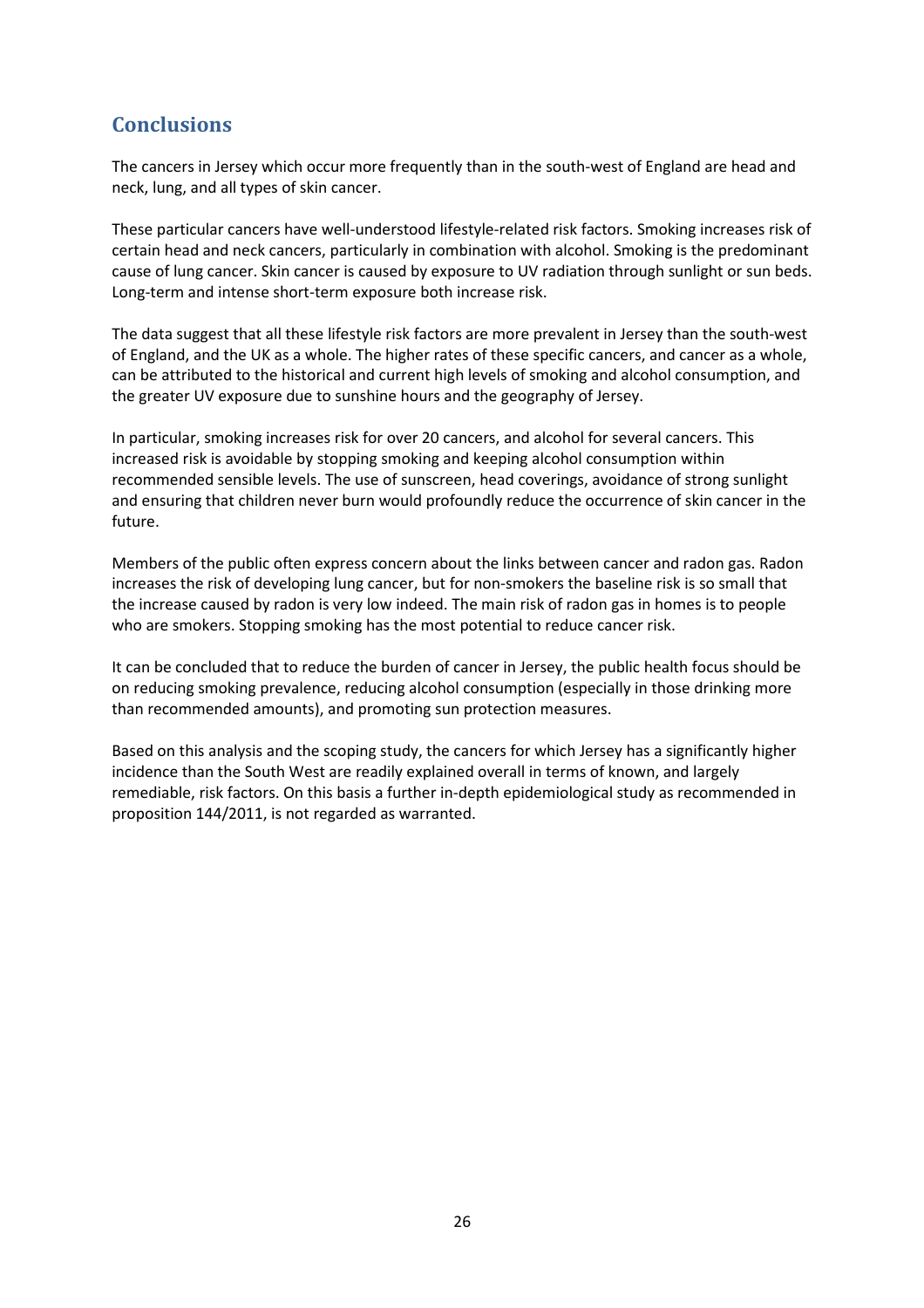## Conclusions

The cancers in Jersey which occur more frequently than in the south-west of England are head and neck, lung, and all types of skin cancer.

These particular cancers have well-understood lifestyle-related risk factors. Smoking increases risk of certain head and neck cancers, particularly in combination with alcohol. Smoking is the predominant cause of lung cancer. Skin cancer is caused by exposure to UV radiation through sunlight or sun beds. Long-term and intense short-term exposure both increase risk.

The data suggest that all these lifestyle risk factors are more prevalent in Jersey than the south-west of England, and the UK as a whole. The higher rates of these specific cancers, and cancer as a whole, can be attributed to the historical and current high levels of smoking and alcohol consumption, and the greater UV exposure due to sunshine hours and the geography of Jersey.

In particular, smoking increases risk for over 20 cancers, and alcohol for several cancers. This increased risk is avoidable by stopping smoking and keeping alcohol consumption within recommended sensible levels. The use of sunscreen, head coverings, avoidance of strong sunlight and ensuring that children never burn would profoundly reduce the occurrence of skin cancer in the future.

Members of the public often express concern about the links between cancer and radon gas. Radon increases the risk of developing lung cancer, but for non-smokers the baseline risk is so small that the increase caused by radon is very low indeed. The main risk of radon gas in homes is to people who are smokers. Stopping smoking has the most potential to reduce cancer risk.

It can be concluded that to reduce the burden of cancer in Jersey, the public health focus should be on reducing smoking prevalence, reducing alcohol consumption (especially in those drinking more than recommended amounts), and promoting sun protection measures.

Based on this analysis and the scoping study, the cancers for which Jersey has a significantly higher incidence than the South West are readily explained overall in terms of known, and largely remediable, risk factors. On this basis a further in-depth epidemiological study as recommended in proposition 144/2011, is not regarded as warranted.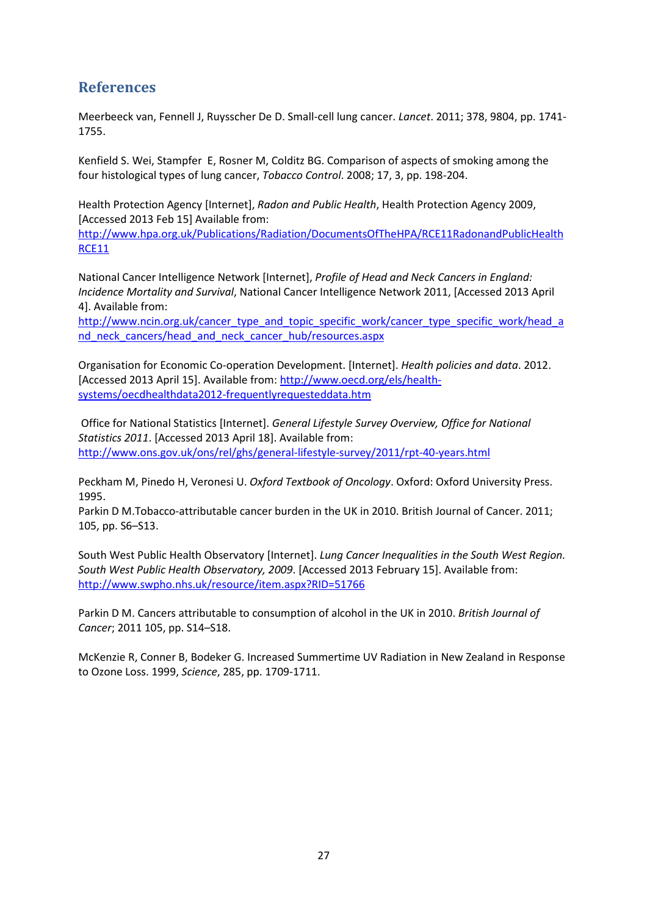## References

Meerbeeck van, Fennell J, Ruysscher De D. Small-cell lung cancer. *Lancet*. 2011; 378, 9804, pp. 1741-1755.

Kenfield S. Wei, Stampfer E, Rosner M, Colditz BG. Comparison of aspects of smoking among the four histological types of lung cancer, *Tobacco Control*. 2008; 17, 3, pp. 198-204.

Health Protection Agency [Internet], *Radon and Public Health*, Health Protection Agency 2009, [Accessed 2013 Feb 15] Available from: http://www.hpa.org.uk/Publications/Radiation/DocumentsOfTheHPA/RCE11RadonandPublicHealthRCE11

National Cancer Intelligence Network [Internet], *Profile of Head and Neck Cancers in England: Incidence Mortality and Survival*, National Cancer Intelligence Network 2011, [Accessed 2013 April 4]. Available from: http://www.ncin.org.uk/cancer_type_and_topic_specific_work/cancer_type_specific_work/head_and_neck_cancers/head_and_neck_cancer_hub/resources.aspx

Organisation for Economic Co-operation Development. [Internet]. *Health policies and data*. 2012. [Accessed 2013 April 15]. Available from: http://www.oecd.org/els/health-systems/oecdhealthdata2012-frequentlyrequesteddata.htm

Office for National Statistics [Internet]. *General Lifestyle Survey Overview, Office for National Statistics 2011*. [Accessed 2013 April 18]. Available from: http://www.ons.gov.uk/ons/rel/ghs/general-lifestyle-survey/2011/rpt-40-years.html

Peckham M, Pinedo H, Veronesi U. *Oxford Textbook of Oncology*. Oxford: Oxford University Press. 1995.
Parkin D M.Tobacco-attributable cancer burden in the UK in 2010. British Journal of Cancer. 2011; 105, pp. S6–S13.

South West Public Health Observatory [Internet]. *Lung Cancer Inequalities in the South West Region. South West Public Health Observatory, 2009*. [Accessed 2013 February 15]. Available from: http://www.swpho.nhs.uk/resource/item.aspx?RID=51766

Parkin D M. Cancers attributable to consumption of alcohol in the UK in 2010. *British Journal of Cancer*; 2011 105, pp. S14–S18.

McKenzie R, Conner B, Bodeker G. Increased Summertime UV Radiation in New Zealand in Response to Ozone Loss. 1999, *Science*, 285, pp. 1709-1711.